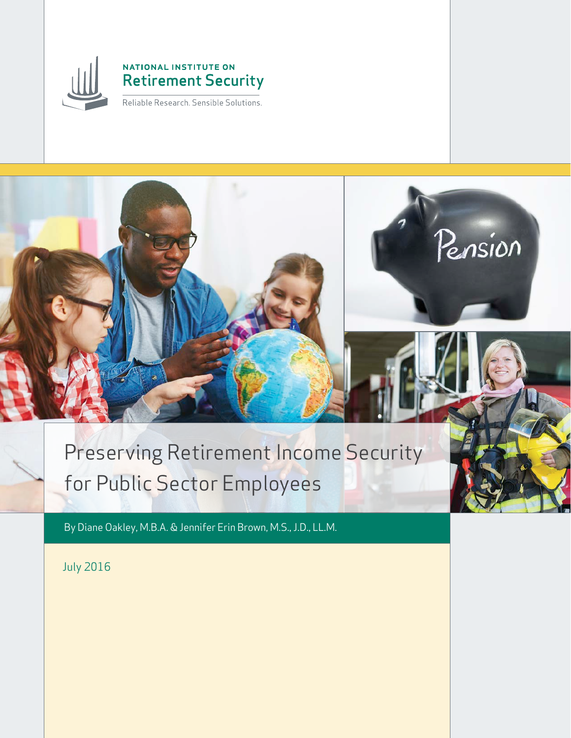NATIONAL INSTITUTE ON

Retirement Security

Reliable Research. Sensible Solutions.

# Preserving Retirement Income Security for Public Sector Employees

By Diane Oakley, M.B.A. & Jennifer Erin Brown, M.S., J.D., LL.M.

July 2016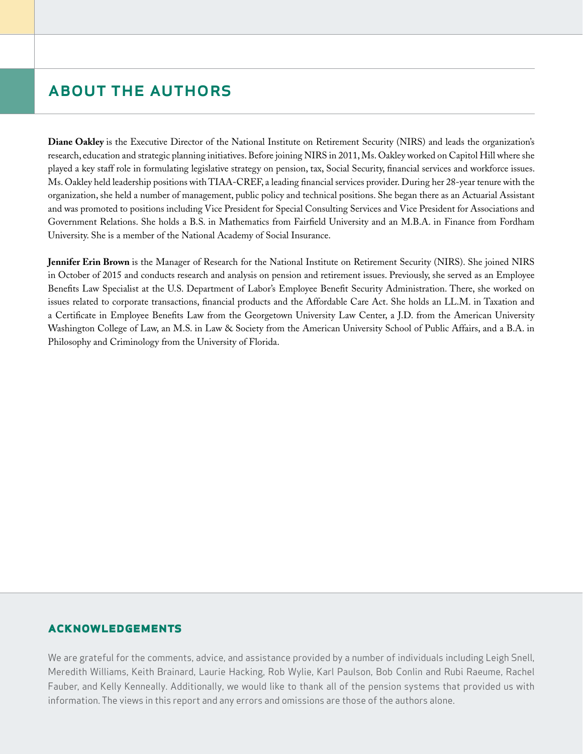## ABOUT THE AUTHORS

**Diane Oakley** is the Executive Director of the National Institute on Retirement Security (NIRS) and leads the organization's research, education and strategic planning initiatives. Before joining NIRS in 2011, Ms. Oakley worked on Capitol Hill where she played a key staff role in formulating legislative strategy on pension, tax, Social Security, financial services and workforce issues. Ms. Oakley held leadership positions with TIAA-CREF, a leading financial services provider. During her 28-year tenure with the organization, she held a number of management, public policy and technical positions. She began there as an Actuarial Assistant and was promoted to positions including Vice President for Special Consulting Services and Vice President for Associations and Government Relations. She holds a B.S. in Mathematics from Fairfield University and an M.B.A. in Finance from Fordham University. She is a member of the National Academy of Social Insurance.

**Jennifer Erin Brown** is the Manager of Research for the National Institute on Retirement Security (NIRS). She joined NIRS in October of 2015 and conducts research and analysis on pension and retirement issues. Previously, she served as an Employee Benefits Law Specialist at the U.S. Department of Labor's Employee Benefit Security Administration. There, she worked on issues related to corporate transactions, financial products and the Affordable Care Act. She holds an LL.M. in Taxation and a Certificate in Employee Benefits Law from the Georgetown University Law Center, a J.D. from the American University Washington College of Law, an M.S. in Law & Society from the American University School of Public Affairs, and a B.A. in Philosophy and Criminology from the University of Florida.

### ACKNOWLEDGEMENTS

We are grateful for the comments, advice, and assistance provided by a number of individuals including Leigh Snell, Meredith Williams, Keith Brainard, Laurie Hacking, Rob Wylie, Karl Paulson, Bob Conlin and Rubi Raeume, Rachel Fauber, and Kelly Kenneally. Additionally, we would like to thank all of the pension systems that provided us with information. The views in this report and any errors and omissions are those of the authors alone.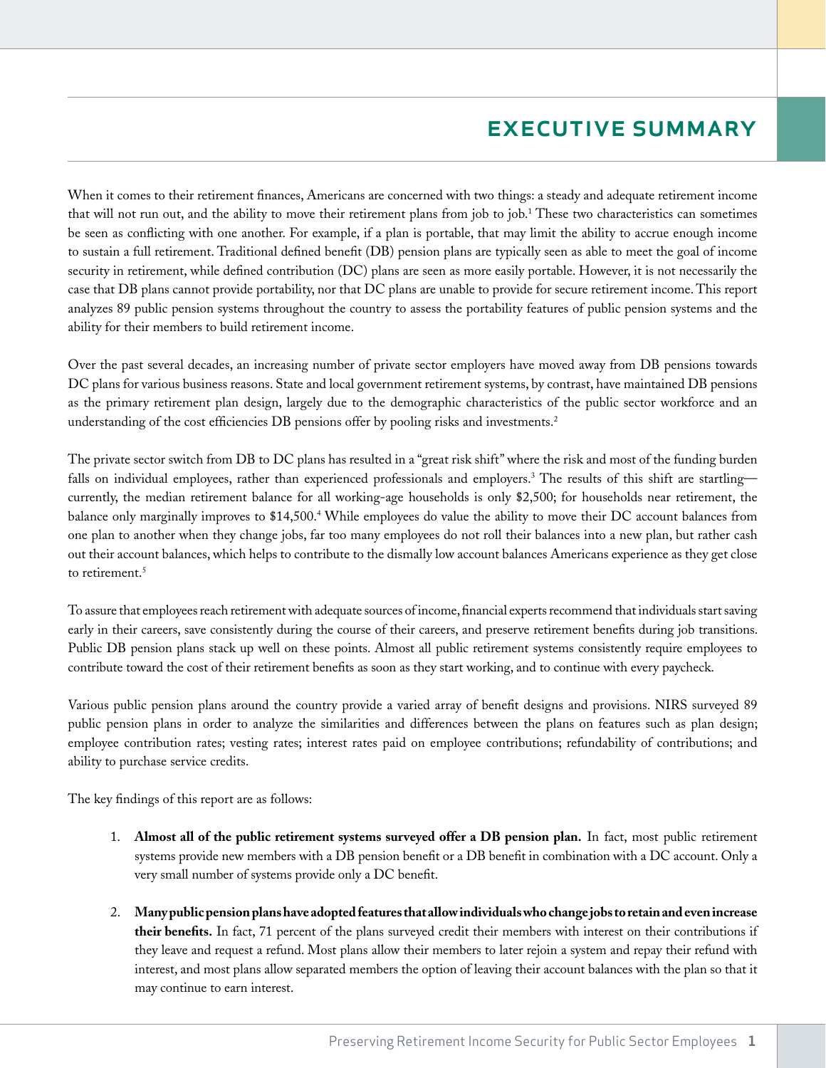# EXECUTIVE SUMMARY

When it comes to their retirement finances, Americans are concerned with two things: a steady and adequate retirement income that will not run out, and the ability to move their retirement plans from job to job.[1] These two characteristics can sometimes be seen as conflicting with one another. For example, if a plan is portable, that may limit the ability to accrue enough income to sustain a full retirement. Traditional defined benefit (DB) pension plans are typically seen as able to meet the goal of income security in retirement, while defined contribution (DC) plans are seen as more easily portable. However, it is not necessarily the case that DB plans cannot provide portability, nor that DC plans are unable to provide for secure retirement income. This report analyzes 89 public pension systems throughout the country to assess the portability features of public pension systems and the ability for their members to build retirement income.

Over the past several decades, an increasing number of private sector employers have moved away from DB pensions towards DC plans for various business reasons. State and local government retirement systems, by contrast, have maintained DB pensions as the primary retirement plan design, largely due to the demographic characteristics of the public sector workforce and an understanding of the cost efficiencies DB pensions offer by pooling risks and investments.[2]

The private sector switch from DB to DC plans has resulted in a "great risk shift" where the risk and most of the funding burden falls on individual employees, rather than experienced professionals and employers.[3] The results of this shift are startling—currently, the median retirement balance for all working-age households is only $2,500; for households near retirement, the balance only marginally improves to $14,500.[4] While employees do value the ability to move their DC account balances from one plan to another when they change jobs, far too many employees do not roll their balances into a new plan, but rather cash out their account balances, which helps to contribute to the dismally low account balances Americans experience as they get close to retirement.[5]

To assure that employees reach retirement with adequate sources of income, financial experts recommend that individuals start saving early in their careers, save consistently during the course of their careers, and preserve retirement benefits during job transitions. Public DB pension plans stack up well on these points. Almost all public retirement systems consistently require employees to contribute toward the cost of their retirement benefits as soon as they start working, and to continue with every paycheck.

Various public pension plans around the country provide a varied array of benefit designs and provisions. NIRS surveyed 89 public pension plans in order to analyze the similarities and differences between the plans on features such as plan design; employee contribution rates; vesting rates; interest rates paid on employee contributions; refundability of contributions; and ability to purchase service credits.

The key findings of this report are as follows:

1. **Almost all of the public retirement systems surveyed offer a DB pension plan.** In fact, most public retirement systems provide new members with a DB pension benefit or a DB benefit in combination with a DC account. Only a very small number of systems provide only a DC benefit.

2. **Many public pension plans have adopted features that allow individuals who change jobs to retain and even increase their benefits.** In fact, 71 percent of the plans surveyed credit their members with interest on their contributions if they leave and request a refund. Most plans allow their members to later rejoin a system and repay their refund with interest, and most plans allow separated members the option of leaving their account balances with the plan so that it may continue to earn interest.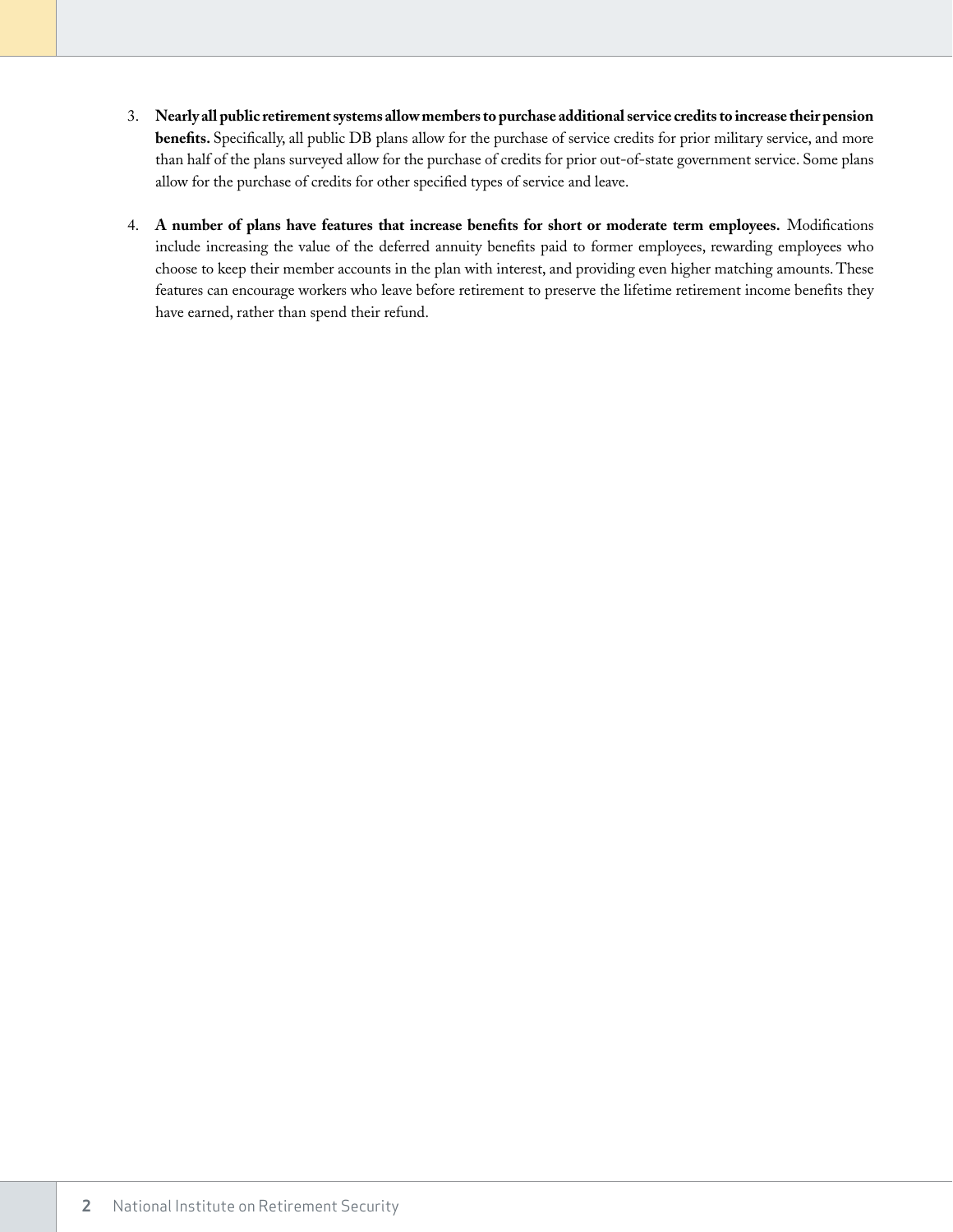3. **Nearly all public retirement systems allow members to purchase additional service credits to increase their pension benefits.** Specifically, all public DB plans allow for the purchase of service credits for prior military service, and more than half of the plans surveyed allow for the purchase of credits for prior out-of-state government service. Some plans allow for the purchase of credits for other specified types of service and leave.

4. **A number of plans have features that increase benefits for short or moderate term employees.** Modifications include increasing the value of the deferred annuity benefits paid to former employees, rewarding employees who choose to keep their member accounts in the plan with interest, and providing even higher matching amounts. These features can encourage workers who leave before retirement to preserve the lifetime retirement income benefits they have earned, rather than spend their refund.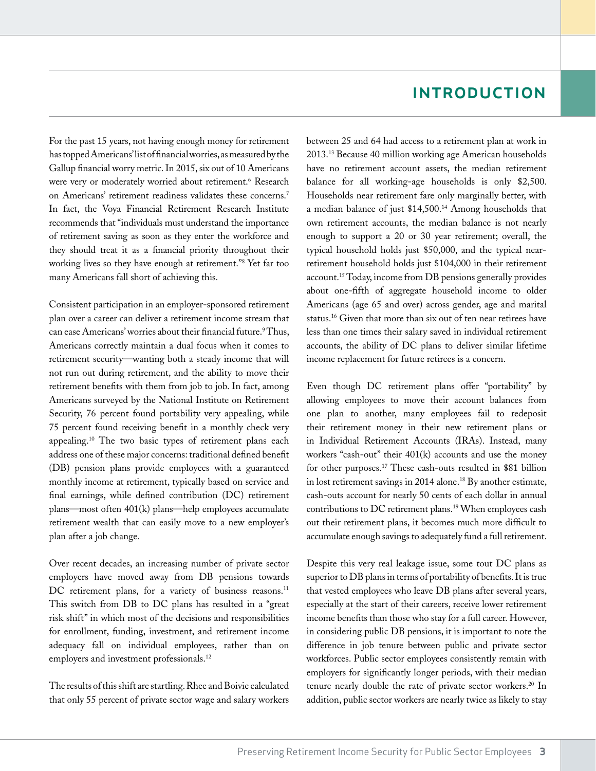# INTRODUCTION

For the past 15 years, not having enough money for retirement has topped Americans' list of financial worries, as measured by the Gallup financial worry metric. In 2015, six out of 10 Americans were very or moderately worried about retirement.[6] Research on Americans' retirement readiness validates these concerns.[7] In fact, the Voya Financial Retirement Research Institute recommends that "individuals must understand the importance of retirement saving as soon as they enter the workforce and they should treat it as a financial priority throughout their working lives so they have enough at retirement."[8] Yet far too many Americans fall short of achieving this.

Consistent participation in an employer-sponsored retirement plan over a career can deliver a retirement income stream that can ease Americans' worries about their financial future.[9] Thus, Americans correctly maintain a dual focus when it comes to retirement security—wanting both a steady income that will not run out during retirement, and the ability to move their retirement benefits with them from job to job. In fact, among Americans surveyed by the National Institute on Retirement Security, 76 percent found portability very appealing, while 75 percent found receiving benefit in a monthly check very appealing.[10] The two basic types of retirement plans each address one of these major concerns: traditional defined benefit (DB) pension plans provide employees with a guaranteed monthly income at retirement, typically based on service and final earnings, while defined contribution (DC) retirement plans—most often 401(k) plans—help employees accumulate retirement wealth that can easily move to a new employer's plan after a job change.

Over recent decades, an increasing number of private sector employers have moved away from DB pensions towards DC retirement plans, for a variety of business reasons.[11] This switch from DB to DC plans has resulted in a "great risk shift" in which most of the decisions and responsibilities for enrollment, funding, investment, and retirement income adequacy fall on individual employees, rather than on employers and investment professionals.[12]

The results of this shift are startling. Rhee and Boivie calculated that only 55 percent of private sector wage and salary workers between 25 and 64 had access to a retirement plan at work in 2013.[13] Because 40 million working age American households have no retirement account assets, the median retirement balance for all working-age households is only $2,500. Households near retirement fare only marginally better, with a median balance of just $14,500.[14] Among households that own retirement accounts, the median balance is not nearly enough to support a 20 or 30 year retirement; overall, the typical household holds just $50,000, and the typical near-retirement household holds just $104,000 in their retirement account.[15] Today, income from DB pensions generally provides about one-fifth of aggregate household income to older Americans (age 65 and over) across gender, age and marital status.[16] Given that more than six out of ten near retirees have less than one times their salary saved in individual retirement accounts, the ability of DC plans to deliver similar lifetime income replacement for future retirees is a concern.

Even though DC retirement plans offer "portability" by allowing employees to move their account balances from one plan to another, many employees fail to redeposit their retirement money in their new retirement plans or in Individual Retirement Accounts (IRAs). Instead, many workers "cash-out" their 401(k) accounts and use the money for other purposes.[17] These cash-outs resulted in $81 billion in lost retirement savings in 2014 alone.[18] By another estimate, cash-outs account for nearly 50 cents of each dollar in annual contributions to DC retirement plans.[19] When employees cash out their retirement plans, it becomes much more difficult to accumulate enough savings to adequately fund a full retirement.

Despite this very real leakage issue, some tout DC plans as superior to DB plans in terms of portability of benefits. It is true that vested employees who leave DB plans after several years, especially at the start of their careers, receive lower retirement income benefits than those who stay for a full career. However, in considering public DB pensions, it is important to note the difference in job tenure between public and private sector workforces. Public sector employees consistently remain with employers for significantly longer periods, with their median tenure nearly double the rate of private sector workers.[20] In addition, public sector workers are nearly twice as likely to stay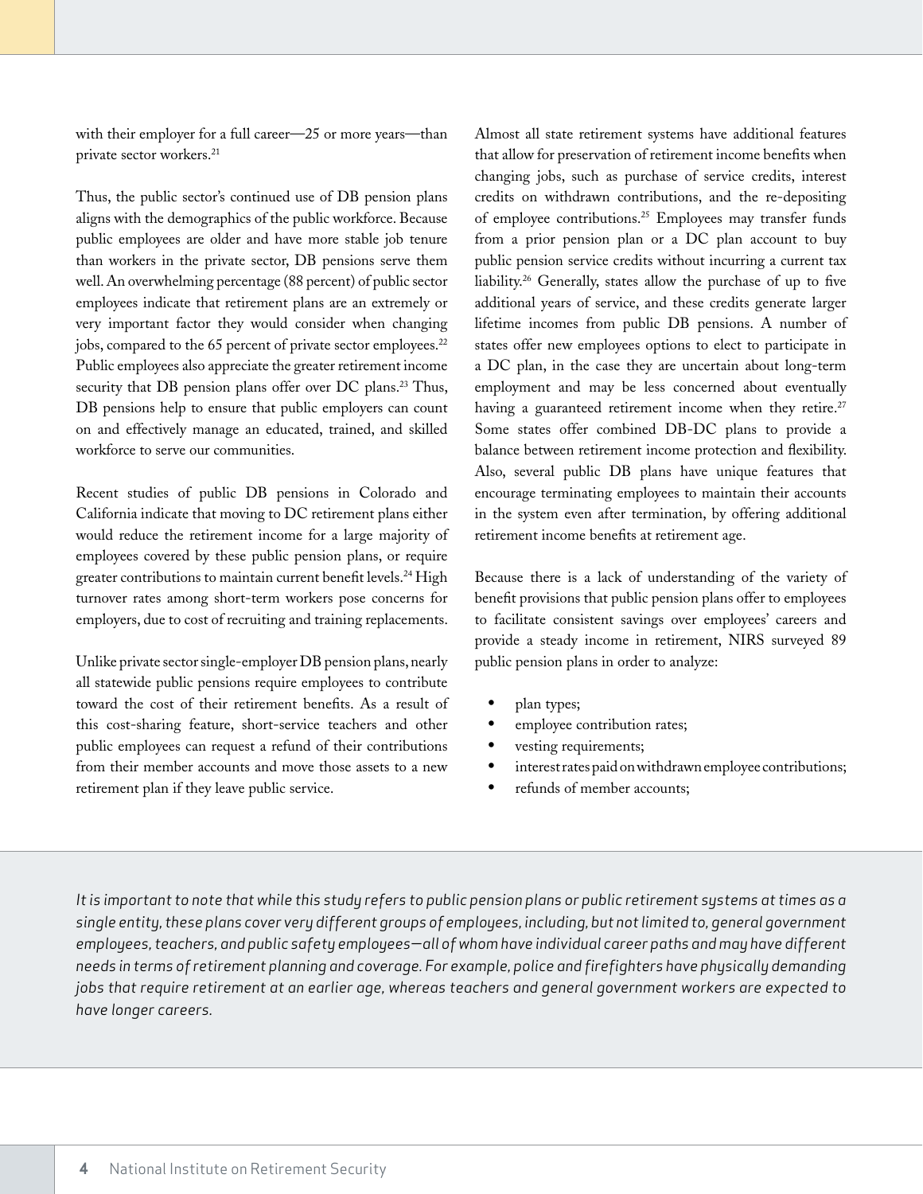with their employer for a full career—25 or more years—than private sector workers.[21]

Thus, the public sector's continued use of DB pension plans aligns with the demographics of the public workforce. Because public employees are older and have more stable job tenure than workers in the private sector, DB pensions serve them well. An overwhelming percentage (88 percent) of public sector employees indicate that retirement plans are an extremely or very important factor they would consider when changing jobs, compared to the 65 percent of private sector employees.[22] Public employees also appreciate the greater retirement income security that DB pension plans offer over DC plans.[23] Thus, DB pensions help to ensure that public employers can count on and effectively manage an educated, trained, and skilled workforce to serve our communities.

Recent studies of public DB pensions in Colorado and California indicate that moving to DC retirement plans either would reduce the retirement income for a large majority of employees covered by these public pension plans, or require greater contributions to maintain current benefit levels.[24] High turnover rates among short-term workers pose concerns for employers, due to cost of recruiting and training replacements.

Unlike private sector single-employer DB pension plans, nearly all statewide public pensions require employees to contribute toward the cost of their retirement benefits. As a result of this cost-sharing feature, short-service teachers and other public employees can request a refund of their contributions from their member accounts and move those assets to a new retirement plan if they leave public service.

Almost all state retirement systems have additional features that allow for preservation of retirement income benefits when changing jobs, such as purchase of service credits, interest credits on withdrawn contributions, and the re-depositing of employee contributions.[25] Employees may transfer funds from a prior pension plan or a DC plan account to buy public pension service credits without incurring a current tax liability.[26] Generally, states allow the purchase of up to five additional years of service, and these credits generate larger lifetime incomes from public DB pensions. A number of states offer new employees options to elect to participate in a DC plan, in the case they are uncertain about long-term employment and may be less concerned about eventually having a guaranteed retirement income when they retire.[27] Some states offer combined DB-DC plans to provide a balance between retirement income protection and flexibility. Also, several public DB plans have unique features that encourage terminating employees to maintain their accounts in the system even after termination, by offering additional retirement income benefits at retirement age.

Because there is a lack of understanding of the variety of benefit provisions that public pension plans offer to employees to facilitate consistent savings over employees' careers and provide a steady income in retirement, NIRS surveyed 89 public pension plans in order to analyze:

- plan types;
- employee contribution rates;
- vesting requirements;
- interest rates paid on withdrawn employee contributions;
- refunds of member accounts;

*It is important to note that while this study refers to public pension plans or public retirement systems at times as a single entity, these plans cover very different groups of employees, including, but not limited to, general government employees, teachers, and public safety employees—all of whom have individual career paths and may have different needs in terms of retirement planning and coverage. For example, police and firefighters have physically demanding jobs that require retirement at an earlier age, whereas teachers and general government workers are expected to have longer careers.*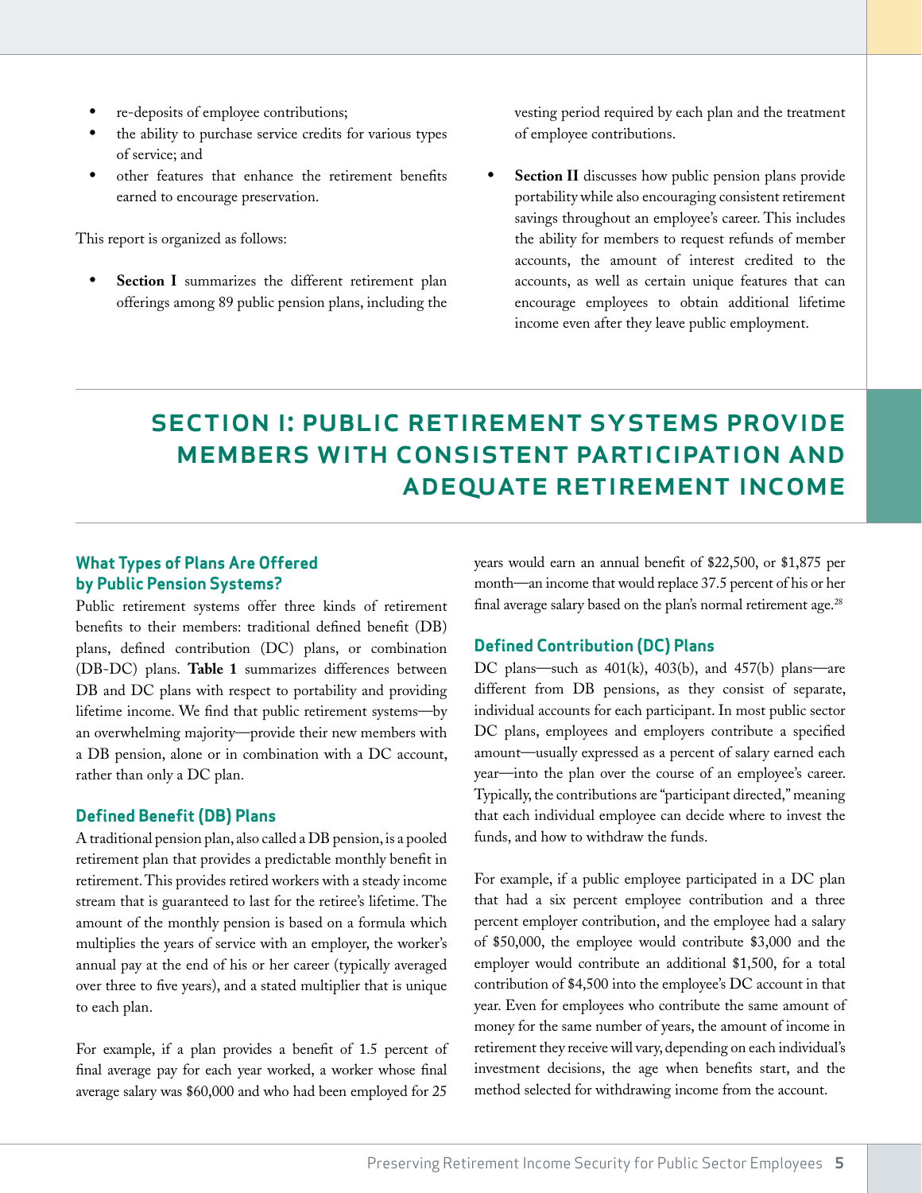- re-deposits of employee contributions;
- the ability to purchase service credits for various types of service; and
- other features that enhance the retirement benefits earned to encourage preservation.

This report is organized as follows:

- **Section I** summarizes the different retirement plan offerings among 89 public pension plans, including the vesting period required by each plan and the treatment of employee contributions.
- **Section II** discusses how public pension plans provide portability while also encouraging consistent retirement savings throughout an employee's career. This includes the ability for members to request refunds of member accounts, the amount of interest credited to the accounts, as well as certain unique features that can encourage employees to obtain additional lifetime income even after they leave public employment.

# SECTION I: PUBLIC RETIREMENT SYSTEMS PROVIDE MEMBERS WITH CONSISTENT PARTICIPATION AND ADEQUATE RETIREMENT INCOME

## What Types of Plans Are Offered by Public Pension Systems?

Public retirement systems offer three kinds of retirement benefits to their members: traditional defined benefit (DB) plans, defined contribution (DC) plans, or combination (DB-DC) plans. **Table 1** summarizes differences between DB and DC plans with respect to portability and providing lifetime income. We find that public retirement systems—by an overwhelming majority—provide their new members with a DB pension, alone or in combination with a DC account, rather than only a DC plan.

## Defined Benefit (DB) Plans

A traditional pension plan, also called a DB pension, is a pooled retirement plan that provides a predictable monthly benefit in retirement. This provides retired workers with a steady income stream that is guaranteed to last for the retiree's lifetime. The amount of the monthly pension is based on a formula which multiplies the years of service with an employer, the worker's annual pay at the end of his or her career (typically averaged over three to five years), and a stated multiplier that is unique to each plan.

For example, if a plan provides a benefit of 1.5 percent of final average pay for each year worked, a worker whose final average salary was $60,000 and who had been employed for 25 years would earn an annual benefit of $22,500, or $1,875 per month—an income that would replace 37.5 percent of his or her final average salary based on the plan's normal retirement age.[28]

## Defined Contribution (DC) Plans

DC plans—such as 401(k), 403(b), and 457(b) plans—are different from DB pensions, as they consist of separate, individual accounts for each participant. In most public sector DC plans, employees and employers contribute a specified amount—usually expressed as a percent of salary earned each year—into the plan over the course of an employee's career. Typically, the contributions are "participant directed," meaning that each individual employee can decide where to invest the funds, and how to withdraw the funds.

For example, if a public employee participated in a DC plan that had a six percent employee contribution and a three percent employer contribution, and the employee had a salary of $50,000, the employee would contribute $3,000 and the employer would contribute an additional $1,500, for a total contribution of $4,500 into the employee's DC account in that year. Even for employees who contribute the same amount of money for the same number of years, the amount of income in retirement they receive will vary, depending on each individual's investment decisions, the age when benefits start, and the method selected for withdrawing income from the account.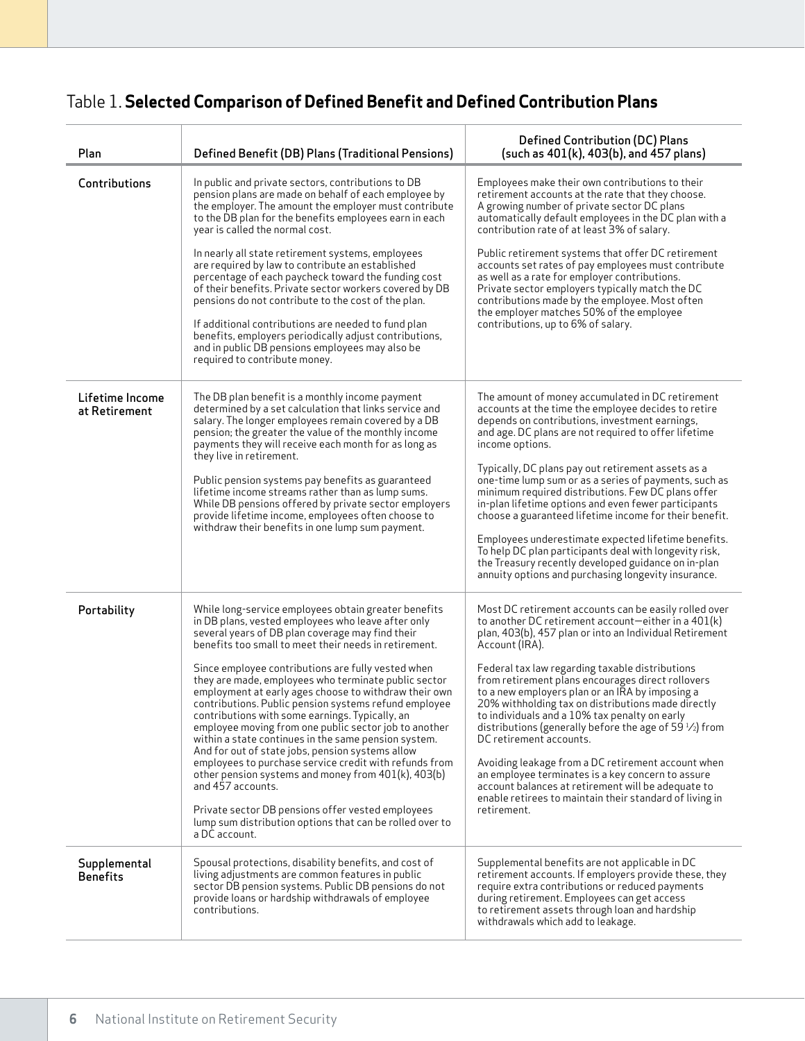## Table 1. **Selected Comparison of Defined Benefit and Defined Contribution Plans**

| Plan | Defined Benefit (DB) Plans (Traditional Pensions) | Defined Contribution (DC) Plans (such as 401(k), 403(b), and 457 plans) |
|---|---|---|
| Contributions | In public and private sectors, contributions to DB pension plans are made on behalf of each employee by the employer. The amount the employer must contribute to the DB plan for the benefits employees earn in each year is called the normal cost.<br><br>In nearly all state retirement systems, employees are required by law to contribute an established percentage of each paycheck toward the funding cost of their benefits. Private sector workers covered by DB pensions do not contribute to the cost of the plan.<br><br>If additional contributions are needed to fund plan benefits, employers periodically adjust contributions, and in public DB pensions employees may also be required to contribute money. | Employees make their own contributions to their retirement accounts at the rate that they choose. A growing number of private sector DC plans automatically default employees in the DC plan with a contribution rate of at least 3% of salary.<br><br>Public retirement systems that offer DC retirement accounts set rates of pay employees must contribute as well as a rate for employer contributions. Private sector employers typically match the DC contributions made by the employee. Most often the employer matches 50% of the employee contributions, up to 6% of salary. |
| Lifetime Income at Retirement | The DB plan benefit is a monthly income payment determined by a set calculation that links service and salary. The longer employees remain covered by a DB pension; the greater the value of the monthly income payments they will receive each month for as long as they live in retirement.<br><br>Public pension systems pay benefits as guaranteed lifetime income streams rather than as lump sums. While DB pensions offered by private sector employers provide lifetime income, employees often choose to withdraw their benefits in one lump sum payment. | The amount of money accumulated in DC retirement accounts at the time the employee decides to retire depends on contributions, investment earnings, and age. DC plans are not required to offer lifetime income options.<br><br>Typically, DC plans pay out retirement assets as a one-time lump sum or as a series of payments, such as minimum required distributions. Few DC plans offer in-plan lifetime options and even fewer participants choose a guaranteed lifetime income for their benefit.<br><br>Employees underestimate expected lifetime benefits. To help DC plan participants deal with longevity risk, the Treasury recently developed guidance on in-plan annuity options and purchasing longevity insurance. |
| Portability | While long-service employees obtain greater benefits in DB plans, vested employees who leave after only several years of DB plan coverage may find their benefits too small to meet their needs in retirement.<br><br>Since employee contributions are fully vested when they are made, employees who terminate public sector employment at early ages choose to withdraw their own contributions. Public pension systems refund employee contributions with some earnings. Typically, an employee moving from one public sector job to another within a state continues in the same pension system. And for out of state jobs, pension systems allow employees to purchase service credit with refunds from other pension systems and money from 401(k), 403(b) and 457 accounts.<br><br>Private sector DB pensions offer vested employees lump sum distribution options that can be rolled over to a DC account. | Most DC retirement accounts can be easily rolled over to another DC retirement account—either in a 401(k) plan, 403(b), 457 plan or into an Individual Retirement Account (IRA).<br><br>Federal tax law regarding taxable distributions from retirement plans encourages direct rollovers to a new employers plan or an IRA by imposing a 20% withholding tax on distributions made directly to individuals and a 10% tax penalty on early distributions (generally before the age of 59 ½) from DC retirement accounts.<br><br>Avoiding leakage from a DC retirement account when an employee terminates is a key concern to assure account balances at retirement will be adequate to enable retirees to maintain their standard of living in retirement. |
| Supplemental Benefits | Spousal protections, disability benefits, and cost of living adjustments are common features in public sector DB pension systems. Public DB pensions do not provide loans or hardship withdrawals of employee contributions. | Supplemental benefits are not applicable in DC retirement accounts. If employers provide these, they require extra contributions or reduced payments during retirement. Employees can get access to retirement assets through loan and hardship withdrawals which add to leakage. |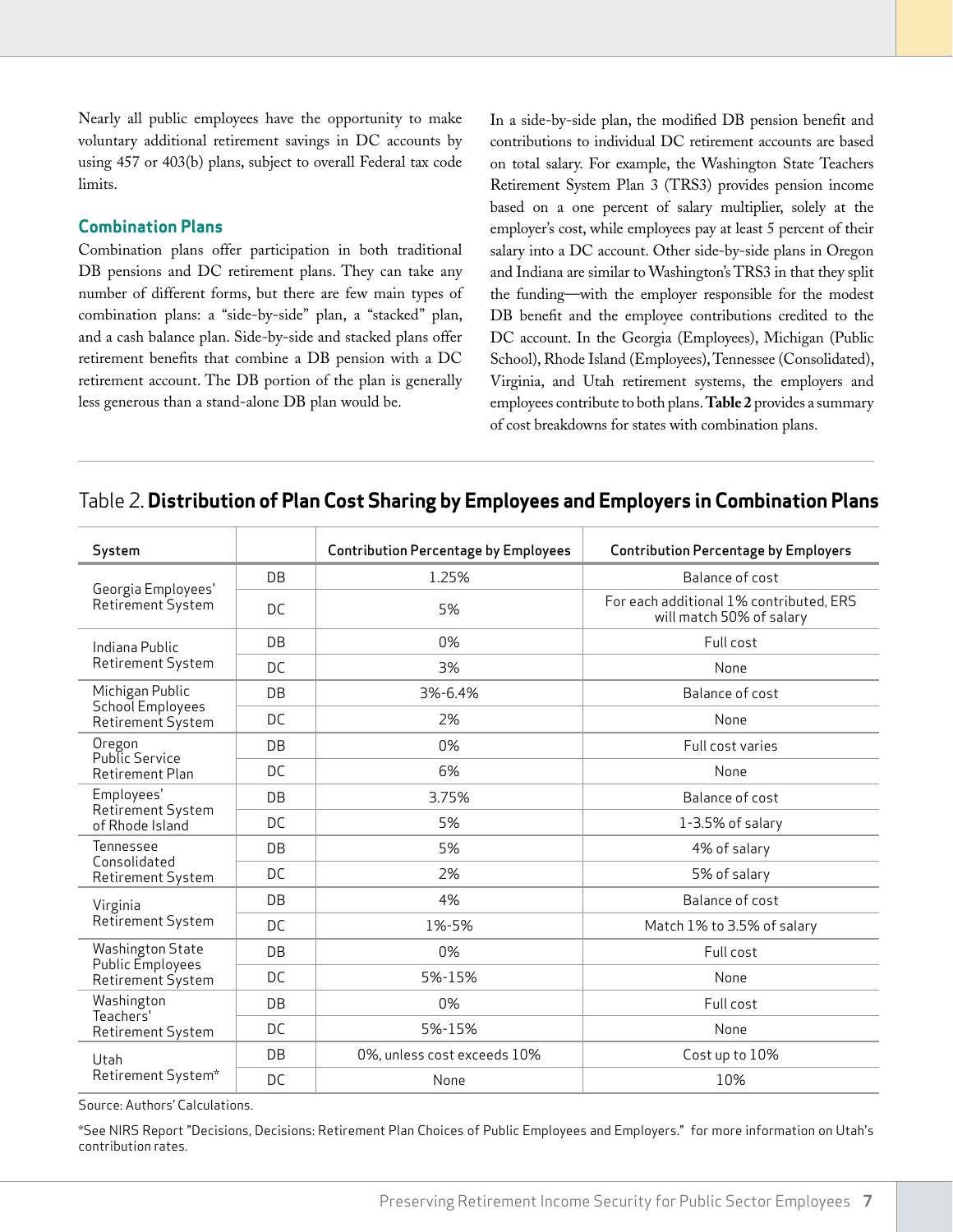Nearly all public employees have the opportunity to make voluntary additional retirement savings in DC accounts by using 457 or 403(b) plans, subject to overall Federal tax code limits.

### Combination Plans

Combination plans offer participation in both traditional DB pensions and DC retirement plans. They can take any number of different forms, but there are few main types of combination plans: a "side-by-side" plan, a "stacked" plan, and a cash balance plan. Side-by-side and stacked plans offer retirement benefits that combine a DB pension with a DC retirement account. The DB portion of the plan is generally less generous than a stand-alone DB plan would be.

In a side-by-side plan, the modified DB pension benefit and contributions to individual DC retirement accounts are based on total salary. For example, the Washington State Teachers Retirement System Plan 3 (TRS3) provides pension income based on a one percent of salary multiplier, solely at the employer's cost, while employees pay at least 5 percent of their salary into a DC account. Other side-by-side plans in Oregon and Indiana are similar to Washington's TRS3 in that they split the funding—with the employer responsible for the modest DB benefit and the employee contributions credited to the DC account. In the Georgia (Employees), Michigan (Public School), Rhode Island (Employees), Tennessee (Consolidated), Virginia, and Utah retirement systems, the employers and employees contribute to both plans. **Table 2** provides a summary of cost breakdowns for states with combination plans.

Table 2. **Distribution of Plan Cost Sharing by Employees and Employers in Combination Plans**

| System | | Contribution Percentage by Employees | Contribution Percentage by Employers |
|---|---|---|---|
| Georgia Employees' Retirement System | DB | 1.25% | Balance of cost |
| | DC | 5% | For each additional 1% contributed, ERS will match 50% of salary |
| Indiana Public Retirement System | DB | 0% | Full cost |
| | DC | 3% | None |
| Michigan Public School Employees Retirement System | DB | 3%-6.4% | Balance of cost |
| | DC | 2% | None |
| Oregon Public Service Retirement Plan | DB | 0% | Full cost varies |
| | DC | 6% | None |
| Employees' Retirement System of Rhode Island | DB | 3.75% | Balance of cost |
| | DC | 5% | 1-3.5% of salary |
| Tennessee Consolidated Retirement System | DB | 5% | 4% of salary |
| | DC | 2% | 5% of salary |
| Virginia Retirement System | DB | 4% | Balance of cost |
| | DC | 1%-5% | Match 1% to 3.5% of salary |
| Washington State Public Employees Retirement System | DB | 0% | Full cost |
| | DC | 5%-15% | None |
| Washington Teachers' Retirement System | DB | 0% | Full cost |
| | DC | 5%-15% | None |
| Utah Retirement System* | DB | 0%, unless cost exceeds 10% | Cost up to 10% |
| | DC | None | 10% |

Source: Authors' Calculations.

*See NIRS Report "Decisions, Decisions: Retirement Plan Choices of Public Employees and Employers." for more information on Utah's contribution rates.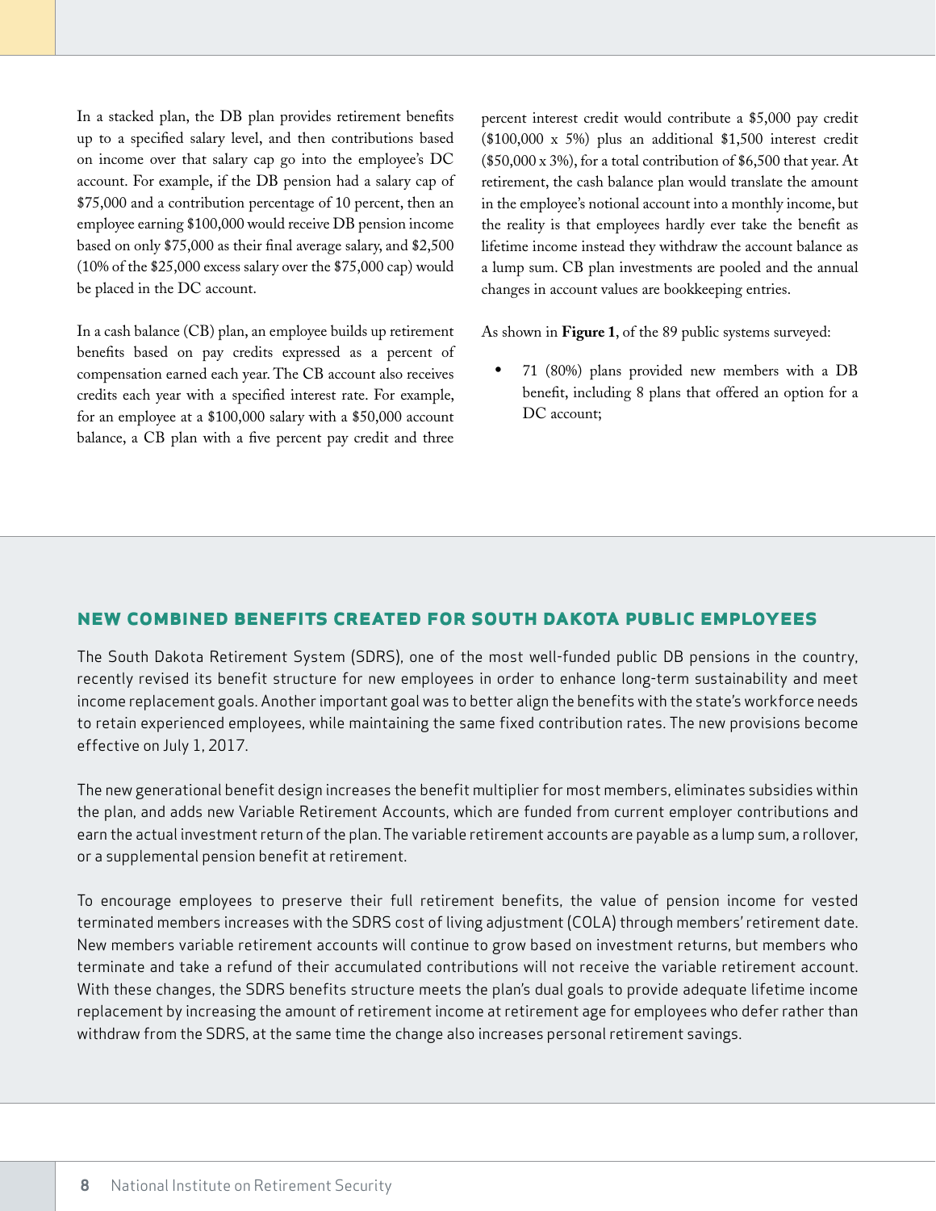In a stacked plan, the DB plan provides retirement benefits up to a specified salary level, and then contributions based on income over that salary cap go into the employee's DC account. For example, if the DB pension had a salary cap of $75,000 and a contribution percentage of 10 percent, then an employee earning $100,000 would receive DB pension income based on only $75,000 as their final average salary, and $2,500 (10% of the $25,000 excess salary over the $75,000 cap) would be placed in the DC account.

In a cash balance (CB) plan, an employee builds up retirement benefits based on pay credits expressed as a percent of compensation earned each year. The CB account also receives credits each year with a specified interest rate. For example, for an employee at a $100,000 salary with a $50,000 account balance, a CB plan with a five percent pay credit and three percent interest credit would contribute a $5,000 pay credit ($100,000 x 5%) plus an additional $1,500 interest credit ($50,000 x 3%), for a total contribution of $6,500 that year. At retirement, the cash balance plan would translate the amount in the employee's notional account into a monthly income, but the reality is that employees hardly ever take the benefit as lifetime income instead they withdraw the account balance as a lump sum. CB plan investments are pooled and the annual changes in account values are bookkeeping entries.

As shown in **Figure 1**, of the 89 public systems surveyed:

- 71 (80%) plans provided new members with a DB benefit, including 8 plans that offered an option for a DC account;

## NEW COMBINED BENEFITS CREATED FOR SOUTH DAKOTA PUBLIC EMPLOYEES

The South Dakota Retirement System (SDRS), one of the most well-funded public DB pensions in the country, recently revised its benefit structure for new employees in order to enhance long-term sustainability and meet income replacement goals. Another important goal was to better align the benefits with the state's workforce needs to retain experienced employees, while maintaining the same fixed contribution rates. The new provisions become effective on July 1, 2017.

The new generational benefit design increases the benefit multiplier for most members, eliminates subsidies within the plan, and adds new Variable Retirement Accounts, which are funded from current employer contributions and earn the actual investment return of the plan. The variable retirement accounts are payable as a lump sum, a rollover, or a supplemental pension benefit at retirement.

To encourage employees to preserve their full retirement benefits, the value of pension income for vested terminated members increases with the SDRS cost of living adjustment (COLA) through members' retirement date. New members variable retirement accounts will continue to grow based on investment returns, but members who terminate and take a refund of their accumulated contributions will not receive the variable retirement account. With these changes, the SDRS benefits structure meets the plan's dual goals to provide adequate lifetime income replacement by increasing the amount of retirement income at retirement age for employees who defer rather than withdraw from the SDRS, at the same time the change also increases personal retirement savings.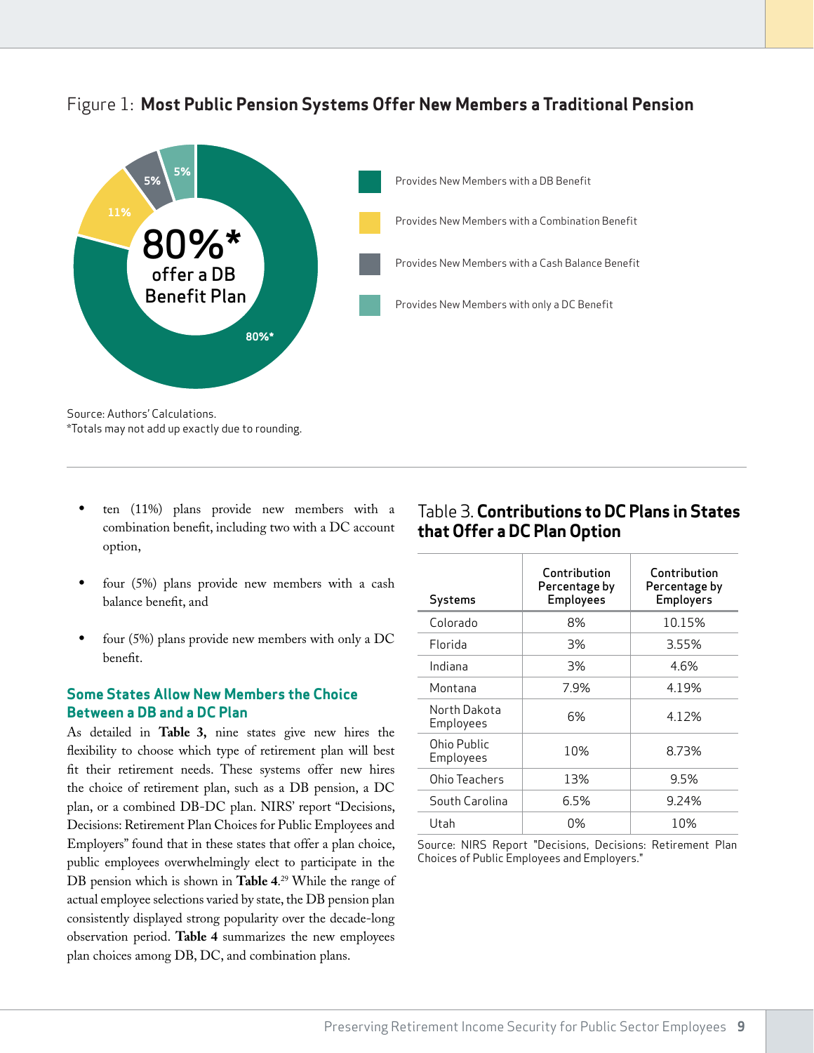## Figure 1: **Most Public Pension Systems Offer New Members a Traditional Pension**

80%* offer a DB Benefit Plan

- Provides New Members with a DB Benefit — 80%*
- Provides New Members with a Combination Benefit — 11%
- Provides New Members with a Cash Balance Benefit — 5%
- Provides New Members with only a DC Benefit — 5%

Source: Authors' Calculations.
*Totals may not add up exactly due to rounding.

- ten (11%) plans provide new members with a combination benefit, including two with a DC account option,
- four (5%) plans provide new members with a cash balance benefit, and
- four (5%) plans provide new members with only a DC benefit.

### Some States Allow New Members the Choice Between a DB and a DC Plan

As detailed in **Table 3,** nine states give new hires the flexibility to choose which type of retirement plan will best fit their retirement needs. These systems offer new hires the choice of retirement plan, such as a DB pension, a DC plan, or a combined DB-DC plan. NIRS' report "Decisions, Decisions: Retirement Plan Choices for Public Employees and Employers" found that in these states that offer a plan choice, public employees overwhelmingly elect to participate in the DB pension which is shown in **Table 4**.[29] While the range of actual employee selections varied by state, the DB pension plan consistently displayed strong popularity over the decade-long observation period. **Table 4** summarizes the new employees plan choices among DB, DC, and combination plans.

Table 3. **Contributions to DC Plans in States that Offer a DC Plan Option**

| Systems | Contribution Percentage by Employees | Contribution Percentage by Employers |
|---|---|---|
| Colorado | 8% | 10.15% |
| Florida | 3% | 3.55% |
| Indiana | 3% | 4.6% |
| Montana | 7.9% | 4.19% |
| North Dakota Employees | 6% | 4.12% |
| Ohio Public Employees | 10% | 8.73% |
| Ohio Teachers | 13% | 9.5% |
| South Carolina | 6.5% | 9.24% |
| Utah | 0% | 10% |

Source: NIRS Report "Decisions, Decisions: Retirement Plan Choices of Public Employees and Employers."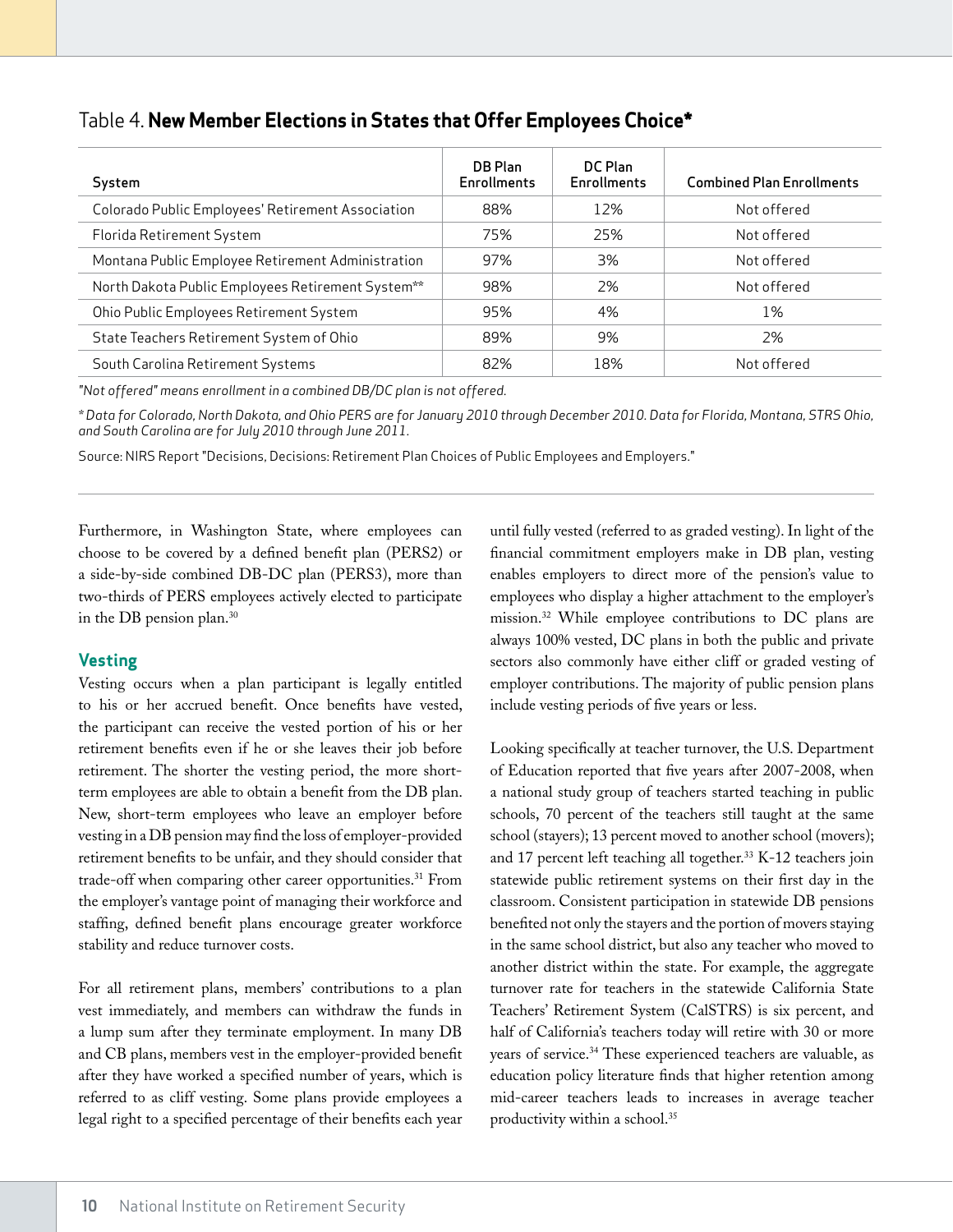Table 4. **New Member Elections in States that Offer Employees Choice***

| System | DB Plan Enrollments | DC Plan Enrollments | Combined Plan Enrollments |
|---|---|---|---|
| Colorado Public Employees' Retirement Association | 88% | 12% | Not offered |
| Florida Retirement System | 75% | 25% | Not offered |
| Montana Public Employee Retirement Administration | 97% | 3% | Not offered |
| North Dakota Public Employees Retirement System** | 98% | 2% | Not offered |
| Ohio Public Employees Retirement System | 95% | 4% | 1% |
| State Teachers Retirement System of Ohio | 89% | 9% | 2% |
| South Carolina Retirement Systems | 82% | 18% | Not offered |

*"Not offered" means enrollment in a combined DB/DC plan is not offered.*

*\* Data for Colorado, North Dakota, and Ohio PERS are for January 2010 through December 2010. Data for Florida, Montana, STRS Ohio, and South Carolina are for July 2010 through June 2011.*

Source: NIRS Report "Decisions, Decisions: Retirement Plan Choices of Public Employees and Employers."

Furthermore, in Washington State, where employees can choose to be covered by a defined benefit plan (PERS2) or a side-by-side combined DB-DC plan (PERS3), more than two-thirds of PERS employees actively elected to participate in the DB pension plan.[30]

## Vesting

Vesting occurs when a plan participant is legally entitled to his or her accrued benefit. Once benefits have vested, the participant can receive the vested portion of his or her retirement benefits even if he or she leaves their job before retirement. The shorter the vesting period, the more short-term employees are able to obtain a benefit from the DB plan. New, short-term employees who leave an employer before vesting in a DB pension may find the loss of employer-provided retirement benefits to be unfair, and they should consider that trade-off when comparing other career opportunities.[31] From the employer's vantage point of managing their workforce and staffing, defined benefit plans encourage greater workforce stability and reduce turnover costs.

For all retirement plans, members' contributions to a plan vest immediately, and members can withdraw the funds in a lump sum after they terminate employment. In many DB and CB plans, members vest in the employer-provided benefit after they have worked a specified number of years, which is referred to as cliff vesting. Some plans provide employees a legal right to a specified percentage of their benefits each year until fully vested (referred to as graded vesting). In light of the financial commitment employers make in DB plan, vesting enables employers to direct more of the pension's value to employees who display a higher attachment to the employer's mission.[32] While employee contributions to DC plans are always 100% vested, DC plans in both the public and private sectors also commonly have either cliff or graded vesting of employer contributions. The majority of public pension plans include vesting periods of five years or less.

Looking specifically at teacher turnover, the U.S. Department of Education reported that five years after 2007-2008, when a national study group of teachers started teaching in public schools, 70 percent of the teachers still taught at the same school (stayers); 13 percent moved to another school (movers); and 17 percent left teaching all together.[33] K-12 teachers join statewide public retirement systems on their first day in the classroom. Consistent participation in statewide DB pensions benefited not only the stayers and the portion of movers staying in the same school district, but also any teacher who moved to another district within the state. For example, the aggregate turnover rate for teachers in the statewide California State Teachers' Retirement System (CalSTRS) is six percent, and half of California's teachers today will retire with 30 or more years of service.[34] These experienced teachers are valuable, as education policy literature finds that higher retention among mid-career teachers leads to increases in average teacher productivity within a school.[35]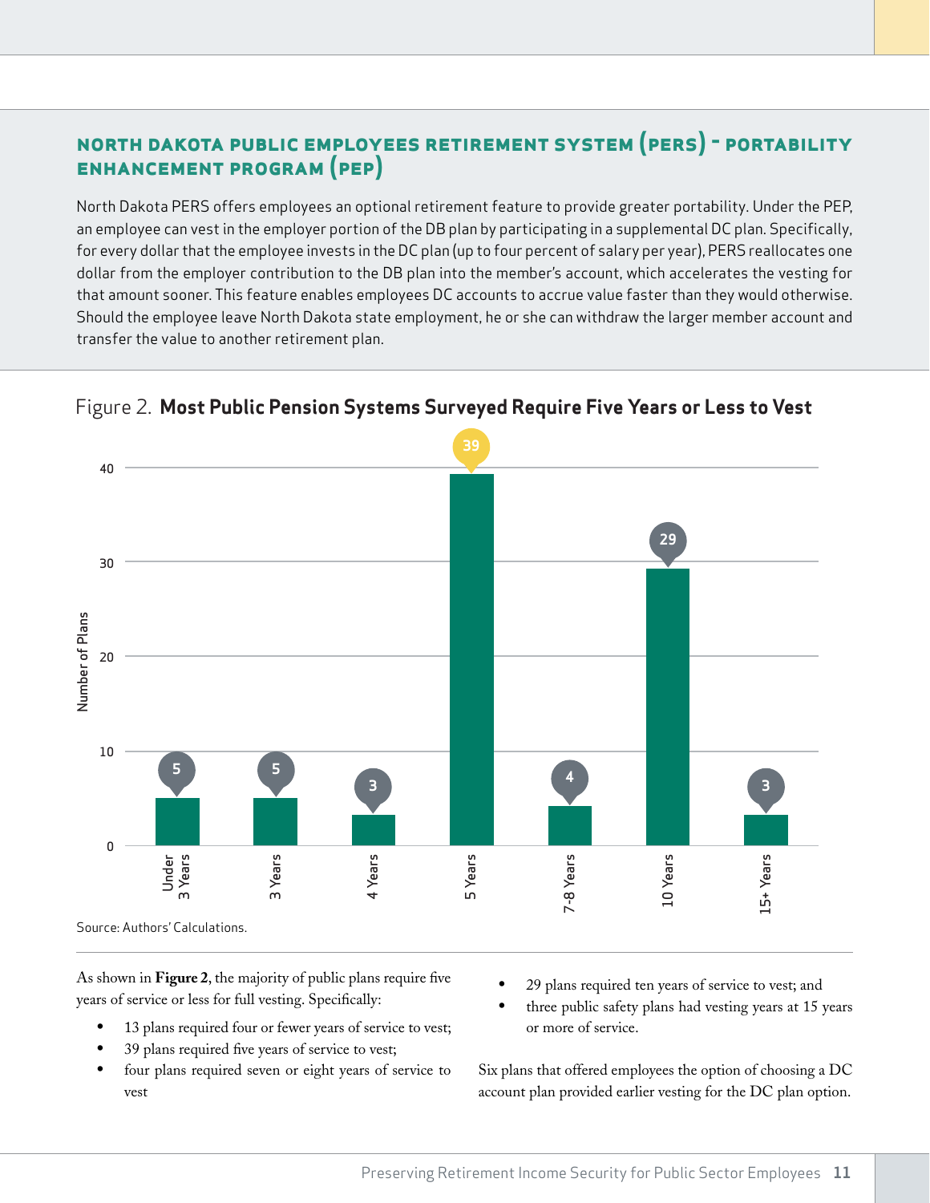## NORTH DAKOTA PUBLIC EMPLOYEES RETIREMENT SYSTEM (PERS) - PORTABILITY ENHANCEMENT PROGRAM (PEP)

North Dakota PERS offers employees an optional retirement feature to provide greater portability. Under the PEP, an employee can vest in the employer portion of the DB plan by participating in a supplemental DC plan. Specifically, for every dollar that the employee invests in the DC plan (up to four percent of salary per year), PERS reallocates one dollar from the employer contribution to the DB plan into the member's account, which accelerates the vesting for that amount sooner. This feature enables employees DC accounts to accrue value faster than they would otherwise. Should the employee leave North Dakota state employment, he or she can withdraw the larger member account and transfer the value to another retirement plan.

Figure 2. **Most Public Pension Systems Surveyed Require Five Years or Less to Vest**

| Vesting Period | Number of Plans |
|---|---|
| Under 3 Years | 5 |
| 3 Years | 5 |
| 4 Years | 3 |
| 5 Years | 39 |
| 7-8 Years | 4 |
| 10 Years | 29 |
| 15+ Years | 3 |

Source: Authors' Calculations.

As shown in **Figure 2**, the majority of public plans require five years of service or less for full vesting. Specifically:

- 13 plans required four or fewer years of service to vest;
- 39 plans required five years of service to vest;
- four plans required seven or eight years of service to vest
- 29 plans required ten years of service to vest; and
- three public safety plans had vesting years at 15 years or more of service.

Six plans that offered employees the option of choosing a DC account plan provided earlier vesting for the DC plan option.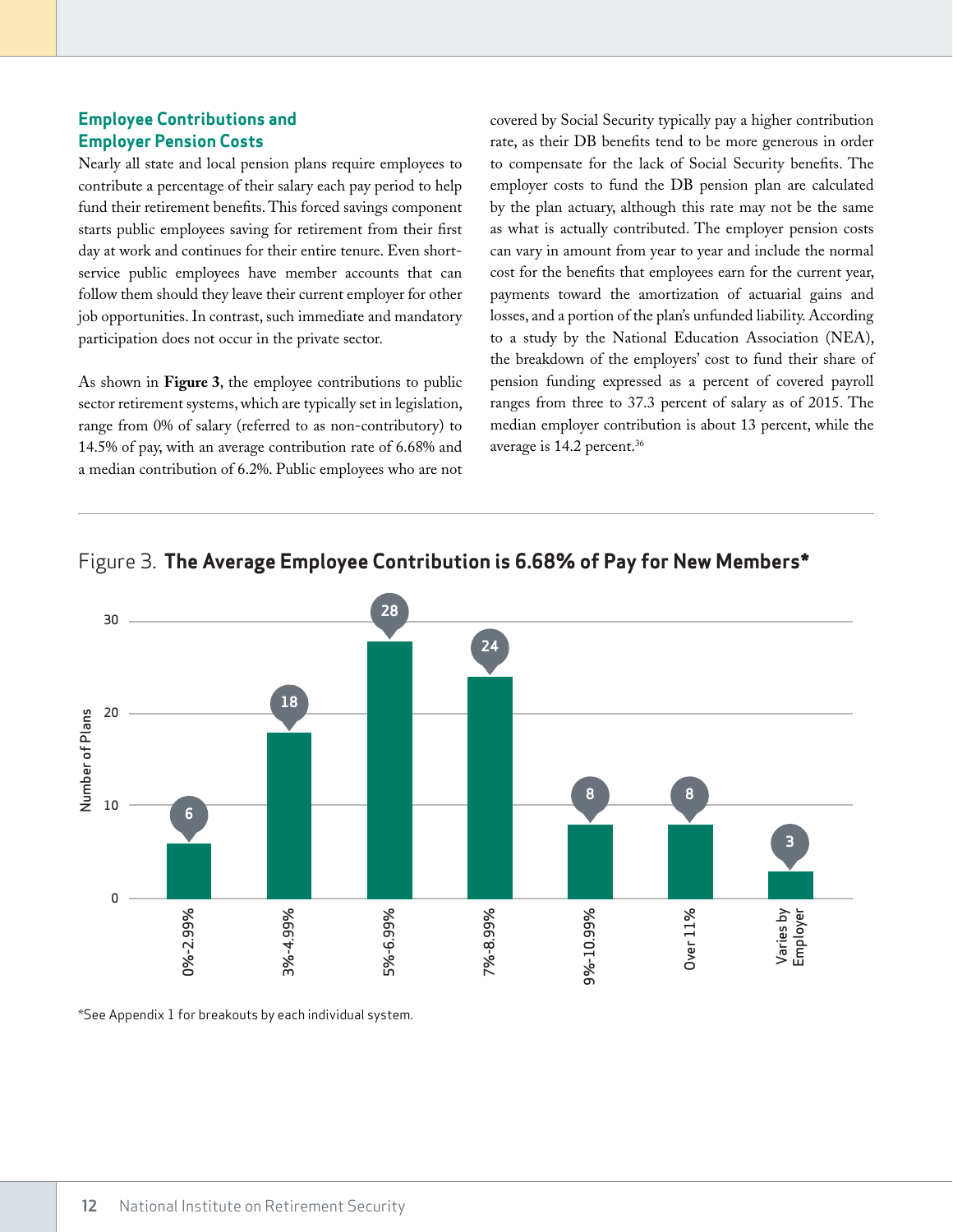## Employee Contributions and Employer Pension Costs

Nearly all state and local pension plans require employees to contribute a percentage of their salary each pay period to help fund their retirement benefits. This forced savings component starts public employees saving for retirement from their first day at work and continues for their entire tenure. Even short-service public employees have member accounts that can follow them should they leave their current employer for other job opportunities. In contrast, such immediate and mandatory participation does not occur in the private sector.

As shown in **Figure 3**, the employee contributions to public sector retirement systems, which are typically set in legislation, range from 0% of salary (referred to as non-contributory) to 14.5% of pay, with an average contribution rate of 6.68% and a median contribution of 6.2%. Public employees who are not covered by Social Security typically pay a higher contribution rate, as their DB benefits tend to be more generous in order to compensate for the lack of Social Security benefits. The employer costs to fund the DB pension plan are calculated by the plan actuary, although this rate may not be the same as what is actually contributed. The employer pension costs can vary in amount from year to year and include the normal cost for the benefits that employees earn for the current year, payments toward the amortization of actuarial gains and losses, and a portion of the plan's unfunded liability. According to a study by the National Education Association (NEA), the breakdown of the employers' cost to fund their share of pension funding expressed as a percent of covered payroll ranges from three to 37.3 percent of salary as of 2015. The median employer contribution is about 13 percent, while the average is 14.2 percent.[36]

Figure 3. **The Average Employee Contribution is 6.68% of Pay for New Members***

| Employee Contribution | Number of Plans |
|---|---|
| 0%-2.99% | 6 |
| 3%-4.99% | 18 |
| 5%-6.99% | 28 |
| 7%-8.99% | 24 |
| 9%-10.99% | 8 |
| Over 11% | 8 |
| Varies by Employer | 3 |

*See Appendix 1 for breakouts by each individual system.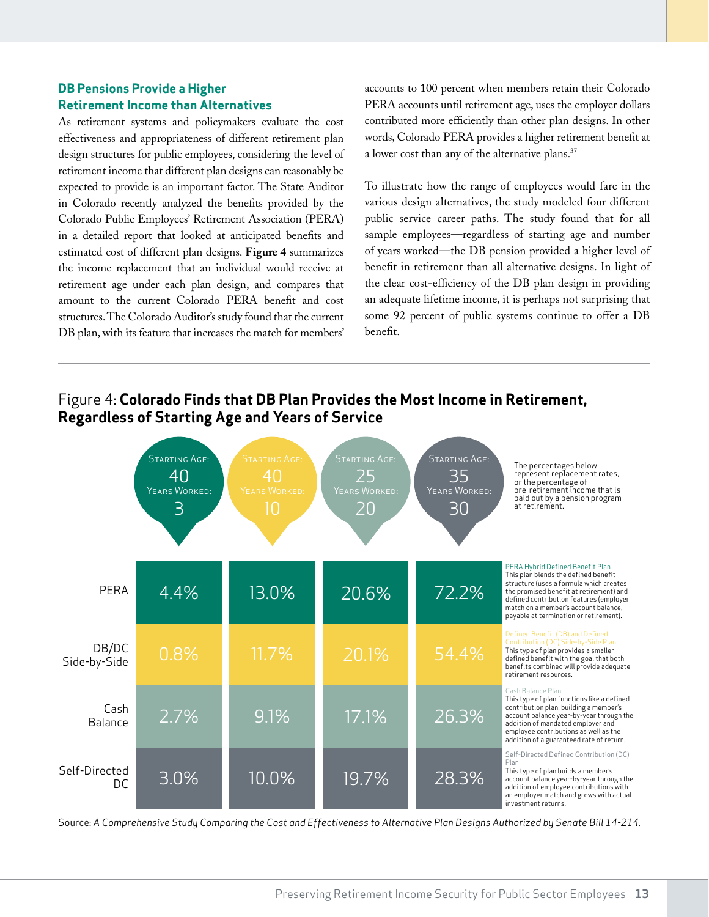## DB Pensions Provide a Higher Retirement Income than Alternatives

As retirement systems and policymakers evaluate the cost effectiveness and appropriateness of different retirement plan design structures for public employees, considering the level of retirement income that different plan designs can reasonably be expected to provide is an important factor. The State Auditor in Colorado recently analyzed the benefits provided by the Colorado Public Employees' Retirement Association (PERA) in a detailed report that looked at anticipated benefits and estimated cost of different plan designs. **Figure 4** summarizes the income replacement that an individual would receive at retirement age under each plan design, and compares that amount to the current Colorado PERA benefit and cost structures. The Colorado Auditor's study found that the current DB plan, with its feature that increases the match for members' accounts to 100 percent when members retain their Colorado PERA accounts until retirement age, uses the employer dollars contributed more efficiently than other plan designs. In other words, Colorado PERA provides a higher retirement benefit at a lower cost than any of the alternative plans.[37]

To illustrate how the range of employees would fare in the various design alternatives, the study modeled four different public service career paths. The study found that for all sample employees—regardless of starting age and number of years worked—the DB pension provided a higher level of benefit in retirement than all alternative designs. In light of the clear cost-efficiency of the DB plan design in providing an adequate lifetime income, it is perhaps not surprising that some 92 percent of public systems continue to offer a DB benefit.

Figure 4: **Colorado Finds that DB Plan Provides the Most Income in Retirement, Regardless of Starting Age and Years of Service**

The percentages below represent replacement rates, or the percentage of pre-retirement income that is paid out by a pension program at retirement.

| | Starting Age: 40 / Years Worked: 3 | Starting Age: 40 / Years Worked: 10 | Starting Age: 25 / Years Worked: 20 | Starting Age: 35 / Years Worked: 30 | |
|---|---|---|---|---|---|
| PERA | 4.4% | 13.0% | 20.6% | 72.2% | **PERA Hybrid Defined Benefit Plan** This plan blends the defined benefit structure (uses a formula which creates the promised benefit at retirement) and defined contribution features (employer match on a member's account balance, payable at termination or retirement). |
| DB/DC Side-by-Side | 0.8% | 11.7% | 20.1% | 54.4% | **Defined Benefit (DB) and Defined Contribution (DC) Side-by-Side Plan** This type of plan provides a smaller defined benefit with the goal that both benefits combined will provide adequate retirement resources. |
| Cash Balance | 2.7% | 9.1% | 17.1% | 26.3% | **Cash Balance Plan** This type of plan functions like a defined contribution plan, building a member's account balance year-by-year through the addition of mandated employer and employee contributions as well as the addition of a guaranteed rate of return. |
| Self-Directed DC | 3.0% | 10.0% | 19.7% | 28.3% | **Self-Directed Defined Contribution (DC) Plan** This type of plan builds a member's account balance year-by-year through the addition of employee contributions with an employer match and grows with actual investment returns. |

Source: *A Comprehensive Study Comparing the Cost and Effectiveness to Alternative Plan Designs Authorized by Senate Bill 14-214.*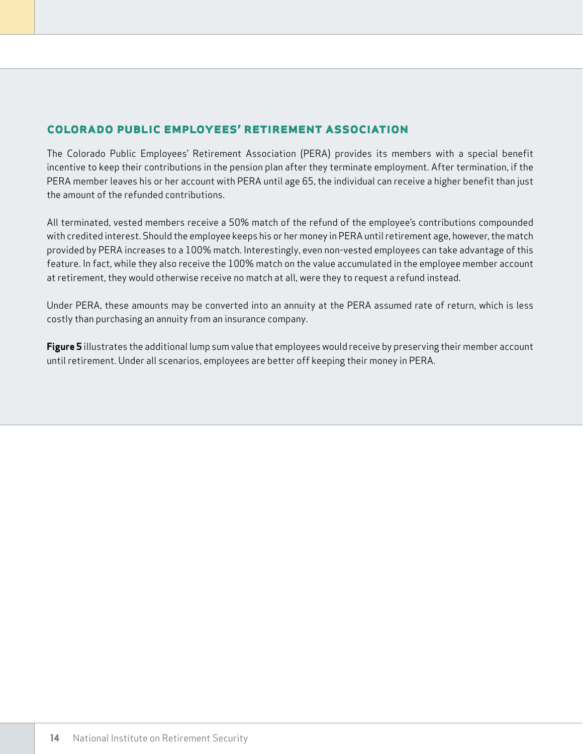## COLORADO PUBLIC EMPLOYEES' RETIREMENT ASSOCIATION

The Colorado Public Employees' Retirement Association (PERA) provides its members with a special benefit incentive to keep their contributions in the pension plan after they terminate employment. After termination, if the PERA member leaves his or her account with PERA until age 65, the individual can receive a higher benefit than just the amount of the refunded contributions.

All terminated, vested members receive a 50% match of the refund of the employee's contributions compounded with credited interest. Should the employee keeps his or her money in PERA until retirement age, however, the match provided by PERA increases to a 100% match. Interestingly, even non-vested employees can take advantage of this feature. In fact, while they also receive the 100% match on the value accumulated in the employee member account at retirement, they would otherwise receive no match at all, were they to request a refund instead.

Under PERA, these amounts may be converted into an annuity at the PERA assumed rate of return, which is less costly than purchasing an annuity from an insurance company.

**Figure 5** illustrates the additional lump sum value that employees would receive by preserving their member account until retirement. Under all scenarios, employees are better off keeping their money in PERA.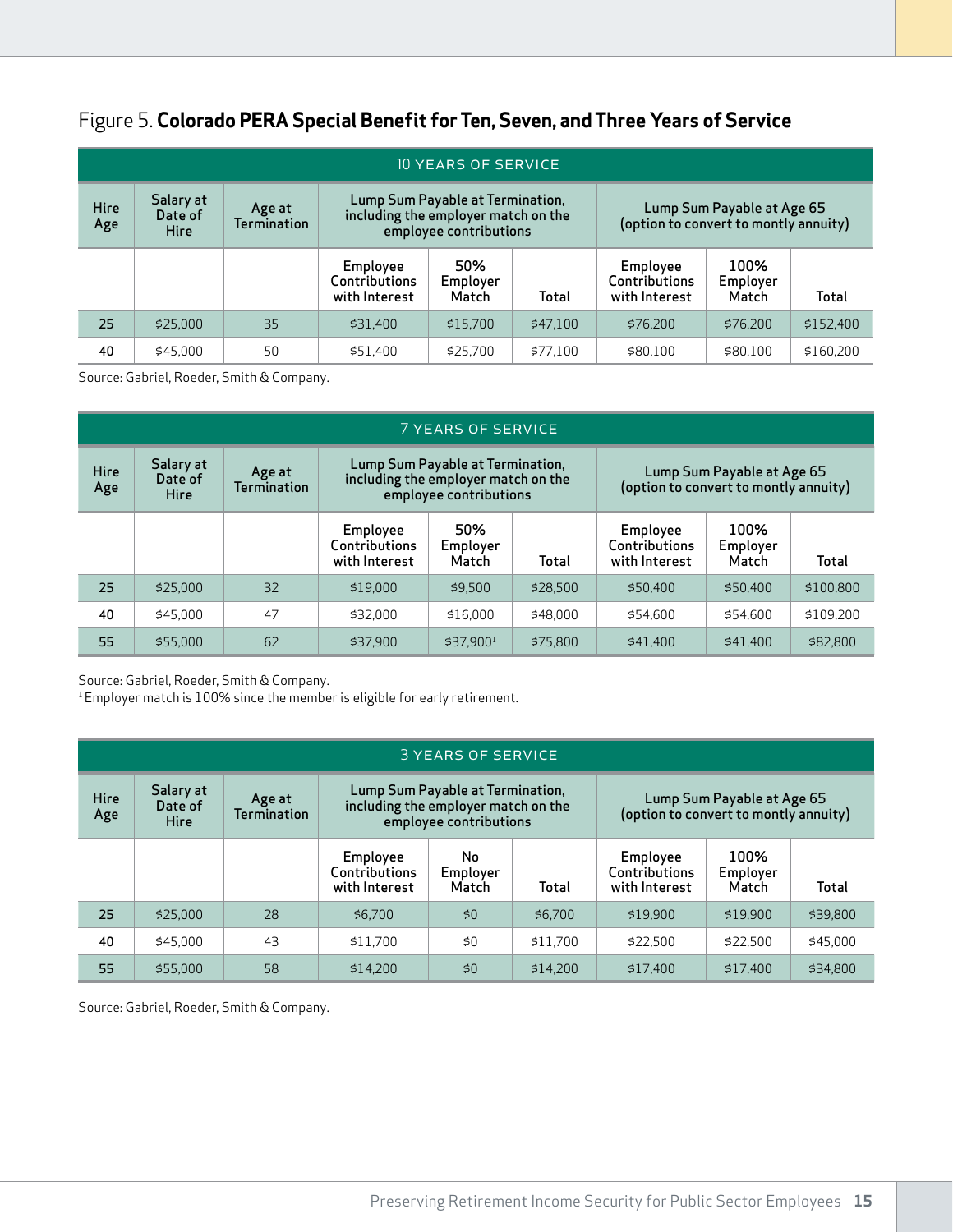Figure 5. **Colorado PERA Special Benefit for Ten, Seven, and Three Years of Service**

| 10 YEARS OF SERVICE | | | | | | | | |
|---|---|---|---|---|---|---|---|---|
| Hire Age | Salary at Date of Hire | Age at Termination | Lump Sum Payable at Termination, including the employer match on the employee contributions | | | Lump Sum Payable at Age 65 (option to convert to montly annuity) | | |
| | | | Employee Contributions with Interest | 50% Employer Match | Total | Employee Contributions with Interest | 100% Employer Match | Total |
| 25 | $25,000 | 35 | $31,400 | $15,700 | $47,100 | $76,200 | $76,200 | $152,400 |
| 40 | $45,000 | 50 | $51,400 | $25,700 | $77,100 | $80,100 | $80,100 | $160,200 |

Source: Gabriel, Roeder, Smith & Company.

| 7 YEARS OF SERVICE | | | | | | | | |
|---|---|---|---|---|---|---|---|---|
| Hire Age | Salary at Date of Hire | Age at Termination | Lump Sum Payable at Termination, including the employer match on the employee contributions | | | Lump Sum Payable at Age 65 (option to convert to montly annuity) | | |
| | | | Employee Contributions with Interest | 50% Employer Match | Total | Employee Contributions with Interest | 100% Employer Match | Total |
| 25 | $25,000 | 32 | $19,000 | $9,500 | $28,500 | $50,400 | $50,400 | $100,800 |
| 40 | $45,000 | 47 | $32,000 | $16,000 | $48,000 | $54,600 | $54,600 | $109,200 |
| 55 | $55,000 | 62 | $37,900 | $37,900[1] | $75,800 | $41,400 | $41,400 | $82,800 |

Source: Gabriel, Roeder, Smith & Company.
[1] Employer match is 100% since the member is eligible for early retirement.

| 3 YEARS OF SERVICE | | | | | | | | |
|---|---|---|---|---|---|---|---|---|
| Hire Age | Salary at Date of Hire | Age at Termination | Lump Sum Payable at Termination, including the employer match on the employee contributions | | | Lump Sum Payable at Age 65 (option to convert to montly annuity) | | |
| | | | Employee Contributions with Interest | No Employer Match | Total | Employee Contributions with Interest | 100% Employer Match | Total |
| 25 | $25,000 | 28 | $6,700 | $0 | $6,700 | $19,900 | $19,900 | $39,800 |
| 40 | $45,000 | 43 | $11,700 | $0 | $11,700 | $22,500 | $22,500 | $45,000 |
| 55 | $55,000 | 58 | $14,200 | $0 | $14,200 | $17,400 | $17,400 | $34,800 |

Source: Gabriel, Roeder, Smith & Company.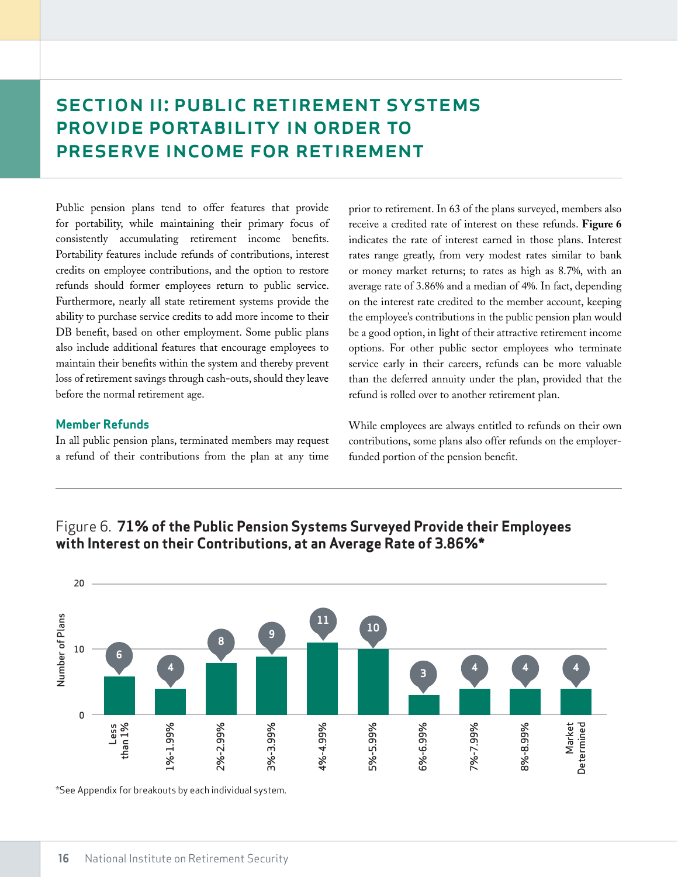# SECTION II: PUBLIC RETIREMENT SYSTEMS PROVIDE PORTABILITY IN ORDER TO PRESERVE INCOME FOR RETIREMENT

Public pension plans tend to offer features that provide for portability, while maintaining their primary focus of consistently accumulating retirement income benefits. Portability features include refunds of contributions, interest credits on employee contributions, and the option to restore refunds should former employees return to public service. Furthermore, nearly all state retirement systems provide the ability to purchase service credits to add more income to their DB benefit, based on other employment. Some public plans also include additional features that encourage employees to maintain their benefits within the system and thereby prevent loss of retirement savings through cash-outs, should they leave before the normal retirement age.

## Member Refunds

In all public pension plans, terminated members may request a refund of their contributions from the plan at any time prior to retirement. In 63 of the plans surveyed, members also receive a credited rate of interest on these refunds. **Figure 6** indicates the rate of interest earned in those plans. Interest rates range greatly, from very modest rates similar to bank or money market returns; to rates as high as 8.7%, with an average rate of 3.86% and a median of 4%. In fact, depending on the interest rate credited to the member account, keeping the employee's contributions in the public pension plan would be a good option, in light of their attractive retirement income options. For other public sector employees who terminate service early in their careers, refunds can be more valuable than the deferred annuity under the plan, provided that the refund is rolled over to another retirement plan.

While employees are always entitled to refunds on their own contributions, some plans also offer refunds on the employer-funded portion of the pension benefit.

Figure 6. **71% of the Public Pension Systems Surveyed Provide their Employees with Interest on their Contributions, at an Average Rate of 3.86%***

| Interest Rate | Number of Plans |
|---|---|
| Less than 1% | 6 |
| 1%-1.99% | 4 |
| 2%-2.99% | 8 |
| 3%-3.99% | 9 |
| 4%-4.99% | 11 |
| 5%-5.99% | 10 |
| 6%-6.99% | 3 |
| 7%-7.99% | 4 |
| 8%-8.99% | 4 |
| Market Determined | 4 |

*See Appendix for breakouts by each individual system.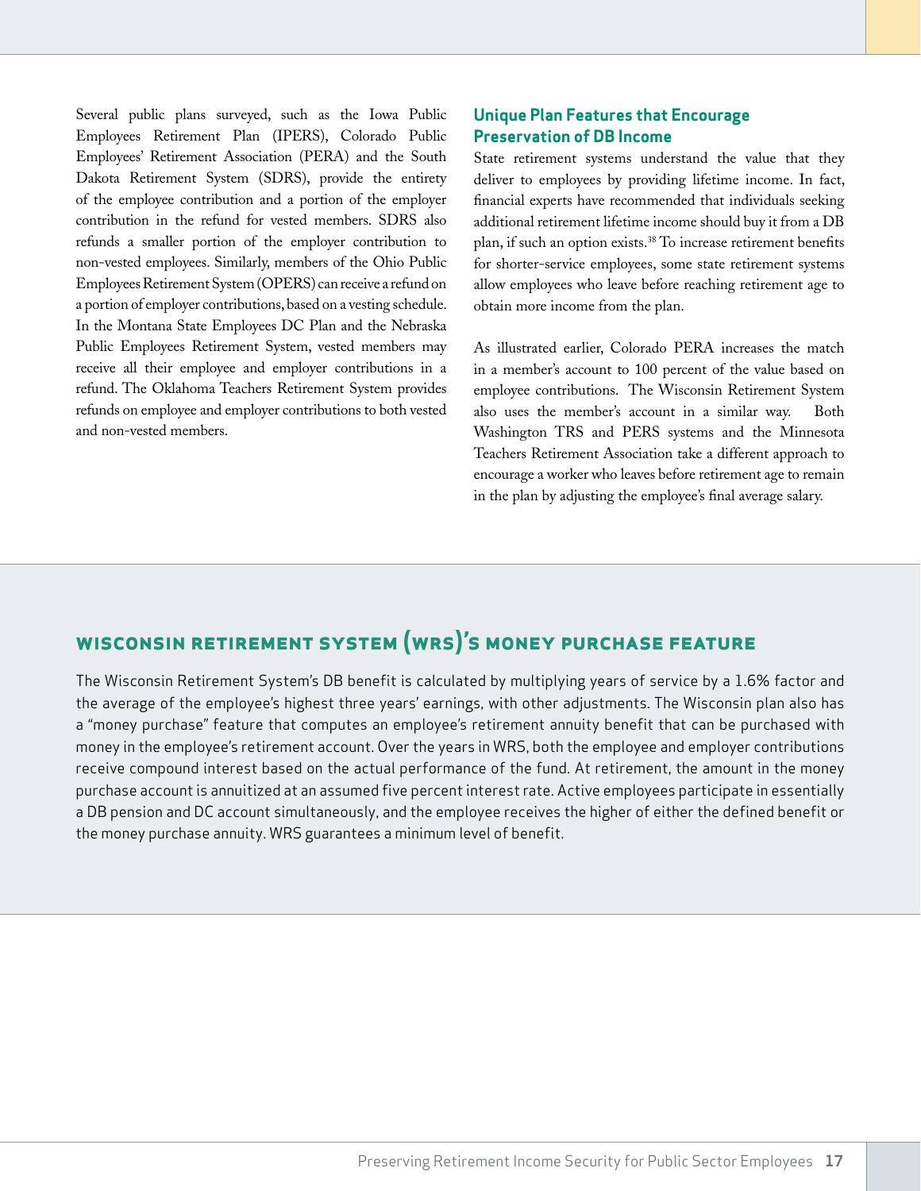Several public plans surveyed, such as the Iowa Public Employees Retirement Plan (IPERS), Colorado Public Employees' Retirement Association (PERA) and the South Dakota Retirement System (SDRS), provide the entirety of the employee contribution and a portion of the employer contribution in the refund for vested members. SDRS also refunds a smaller portion of the employer contribution to non-vested employees. Similarly, members of the Ohio Public Employees Retirement System (OPERS) can receive a refund on a portion of employer contributions, based on a vesting schedule. In the Montana State Employees DC Plan and the Nebraska Public Employees Retirement System, vested members may receive all their employee and employer contributions in a refund. The Oklahoma Teachers Retirement System provides refunds on employee and employer contributions to both vested and non-vested members.

### Unique Plan Features that Encourage Preservation of DB Income

State retirement systems understand the value that they deliver to employees by providing lifetime income. In fact, financial experts have recommended that individuals seeking additional retirement lifetime income should buy it from a DB plan, if such an option exists.[38] To increase retirement benefits for shorter-service employees, some state retirement systems allow employees who leave before reaching retirement age to obtain more income from the plan.

As illustrated earlier, Colorado PERA increases the match in a member's account to 100 percent of the value based on employee contributions. The Wisconsin Retirement System also uses the member's account in a similar way. Both Washington TRS and PERS systems and the Minnesota Teachers Retirement Association take a different approach to encourage a worker who leaves before retirement age to remain in the plan by adjusting the employee's final average salary.

## Wisconsin Retirement System (WRS)'s Money Purchase Feature

The Wisconsin Retirement System's DB benefit is calculated by multiplying years of service by a 1.6% factor and the average of the employee's highest three years' earnings, with other adjustments. The Wisconsin plan also has a "money purchase" feature that computes an employee's retirement annuity benefit that can be purchased with money in the employee's retirement account. Over the years in WRS, both the employee and employer contributions receive compound interest based on the actual performance of the fund. At retirement, the amount in the money purchase account is annuitized at an assumed five percent interest rate. Active employees participate in essentially a DB pension and DC account simultaneously, and the employee receives the higher of either the defined benefit or the money purchase annuity. WRS guarantees a minimum level of benefit.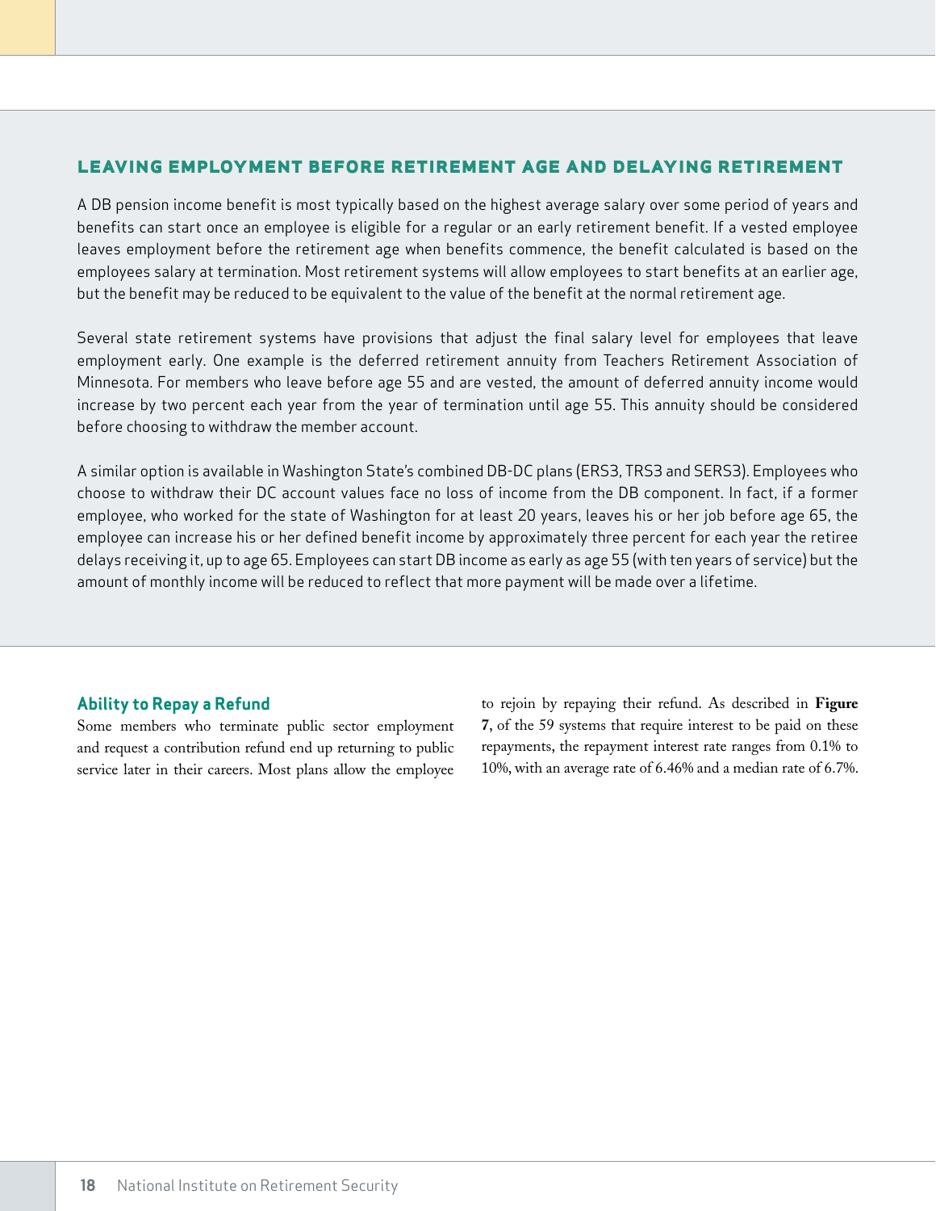## LEAVING EMPLOYMENT BEFORE RETIREMENT AGE AND DELAYING RETIREMENT

A DB pension income benefit is most typically based on the highest average salary over some period of years and benefits can start once an employee is eligible for a regular or an early retirement benefit. If a vested employee leaves employment before the retirement age when benefits commence, the benefit calculated is based on the employees salary at termination. Most retirement systems will allow employees to start benefits at an earlier age, but the benefit may be reduced to be equivalent to the value of the benefit at the normal retirement age.

Several state retirement systems have provisions that adjust the final salary level for employees that leave employment early. One example is the deferred retirement annuity from Teachers Retirement Association of Minnesota. For members who leave before age 55 and are vested, the amount of deferred annuity income would increase by two percent each year from the year of termination until age 55. This annuity should be considered before choosing to withdraw the member account.

A similar option is available in Washington State's combined DB-DC plans (ERS3, TRS3 and SERS3). Employees who choose to withdraw their DC account values face no loss of income from the DB component. In fact, if a former employee, who worked for the state of Washington for at least 20 years, leaves his or her job before age 65, the employee can increase his or her defined benefit income by approximately three percent for each year the retiree delays receiving it, up to age 65. Employees can start DB income as early as age 55 (with ten years of service) but the amount of monthly income will be reduced to reflect that more payment will be made over a lifetime.

### Ability to Repay a Refund

Some members who terminate public sector employment and request a contribution refund end up returning to public service later in their careers. Most plans allow the employee to rejoin by repaying their refund. As described in **Figure 7**, of the 59 systems that require interest to be paid on these repayments, the repayment interest rate ranges from 0.1% to 10%, with an average rate of 6.46% and a median rate of 6.7%.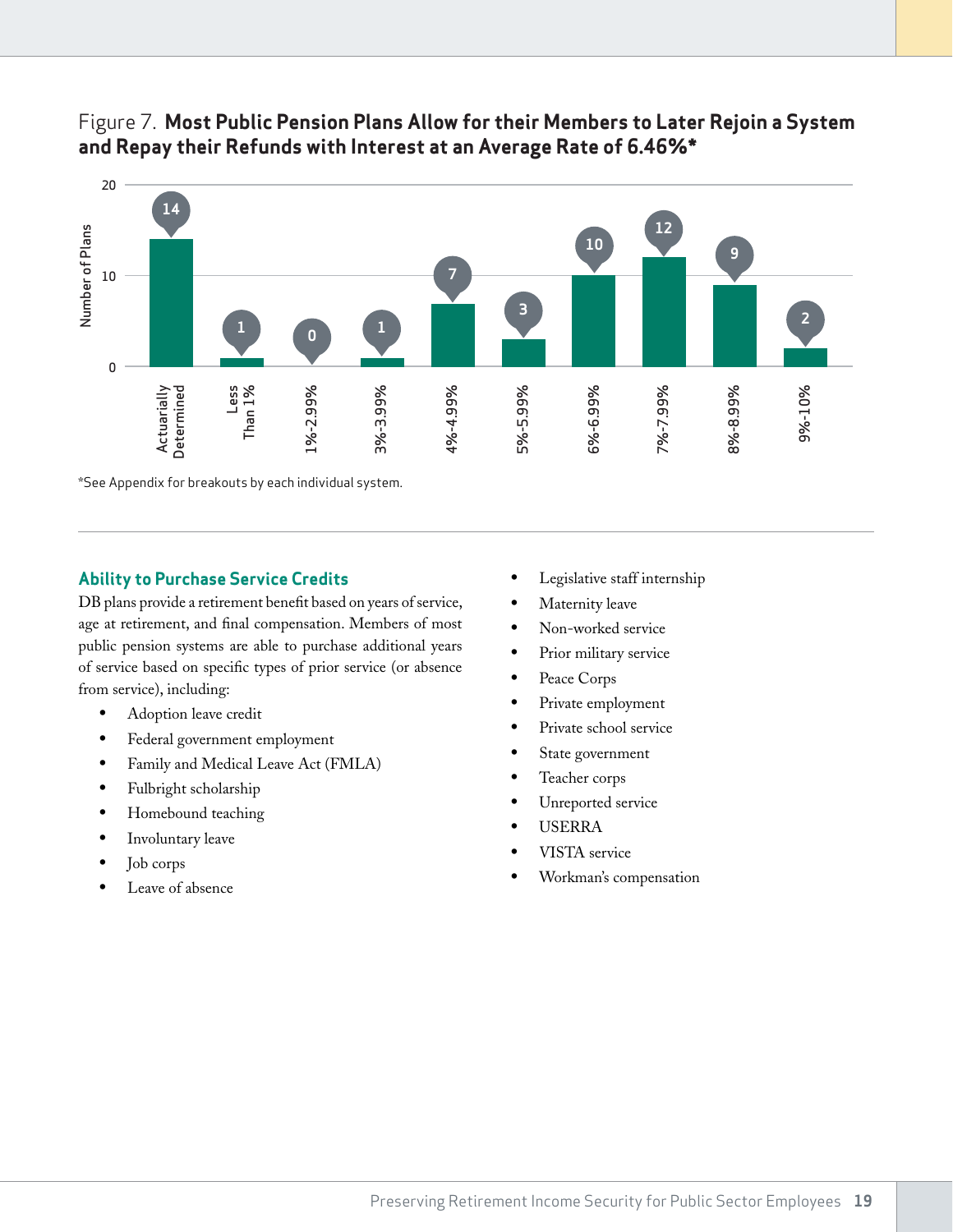Figure 7. **Most Public Pension Plans Allow for their Members to Later Rejoin a System and Repay their Refunds with Interest at an Average Rate of 6.46%***

| Interest Rate | Number of Plans |
|---|---|
| Actuarially Determined | 14 |
| Less Than 1% | 1 |
| 1%-2.99% | 0 |
| 3%-3.99% | 1 |
| 4%-4.99% | 7 |
| 5%-5.99% | 3 |
| 6%-6.99% | 10 |
| 7%-7.99% | 12 |
| 8%-8.99% | 9 |
| 9%-10% | 2 |

*See Appendix for breakouts by each individual system.

## Ability to Purchase Service Credits

DB plans provide a retirement benefit based on years of service, age at retirement, and final compensation. Members of most public pension systems are able to purchase additional years of service based on specific types of prior service (or absence from service), including:

- Adoption leave credit
- Federal government employment
- Family and Medical Leave Act (FMLA)
- Fulbright scholarship
- Homebound teaching
- Involuntary leave
- Job corps
- Leave of absence
- Legislative staff internship
- Maternity leave
- Non-worked service
- Prior military service
- Peace Corps
- Private employment
- Private school service
- State government
- Teacher corps
- Unreported service
- USERRA
- VISTA service
- Workman's compensation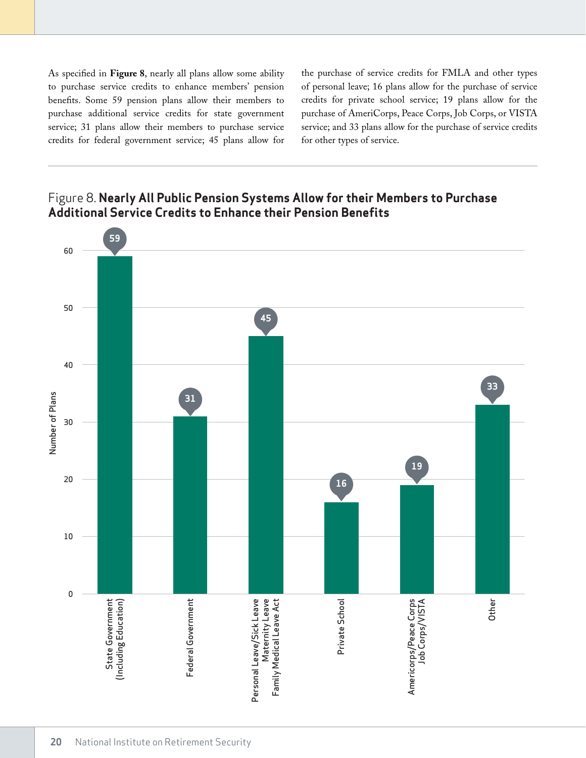As specified in **Figure 8**, nearly all plans allow some ability to purchase service credits to enhance members' pension benefits. Some 59 pension plans allow their members to purchase additional service credits for state government service; 31 plans allow their members to purchase service credits for federal government service; 45 plans allow for the purchase of service credits for FMLA and other types of personal leave; 16 plans allow for the purchase of service credits for private school service; 19 plans allow for the purchase of AmeriCorps, Peace Corps, Job Corps, or VISTA service; and 33 plans allow for the purchase of service credits for other types of service.

Figure 8. **Nearly All Public Pension Systems Allow for their Members to Purchase Additional Service Credits to Enhance their Pension Benefits**

| Type of Service | Number of Plans |
| --- | --- |
| State Government (Including Education) | 59 |
| Federal Government | 31 |
| Personal Leave/Sick Leave Maternity Leave Family Medical Leave Act | 45 |
| Private School | 16 |
| Americorps/Peace Corps Job Corps/VISTA | 19 |
| Other | 33 |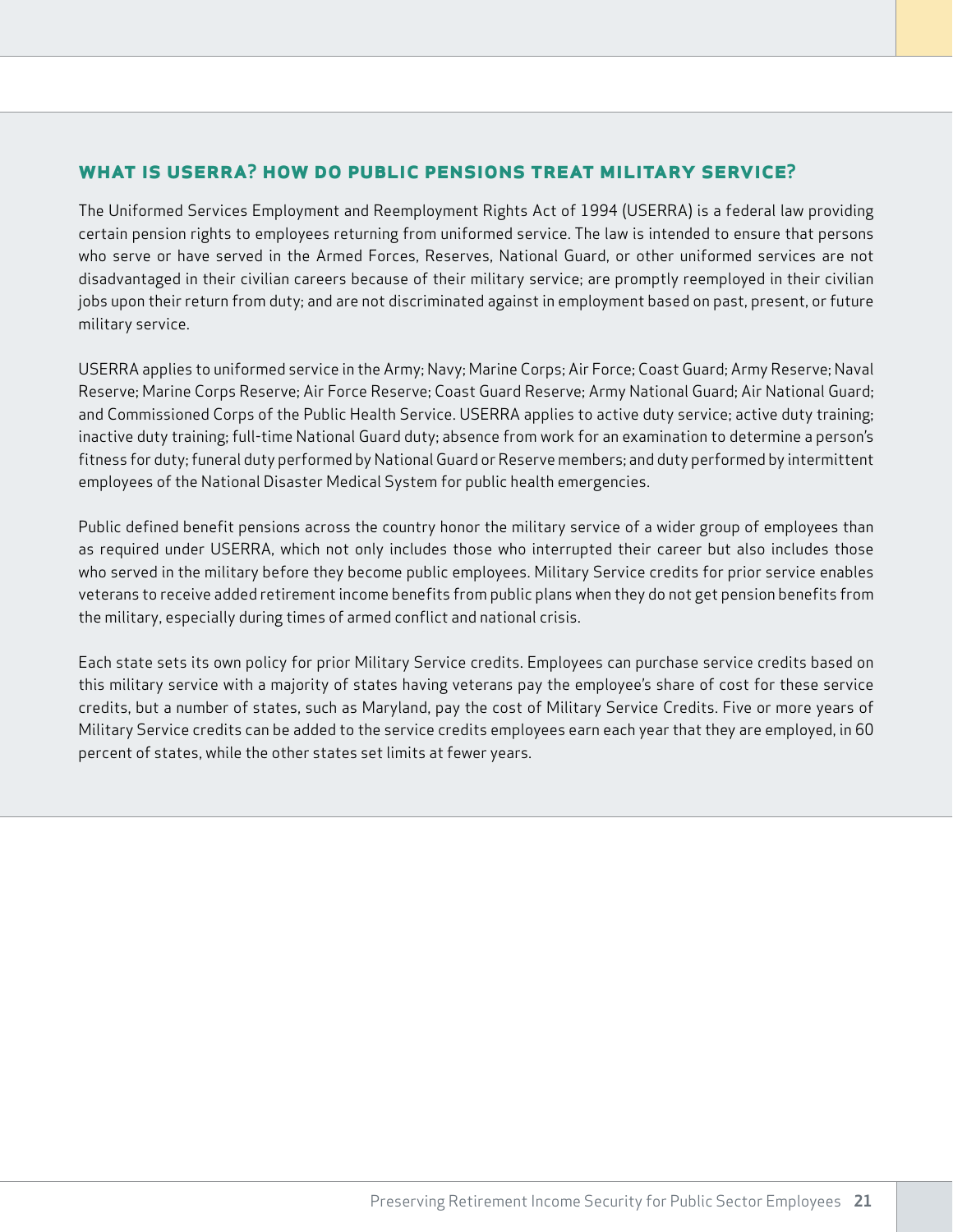## WHAT IS USERRA? HOW DO PUBLIC PENSIONS TREAT MILITARY SERVICE?

The Uniformed Services Employment and Reemployment Rights Act of 1994 (USERRA) is a federal law providing certain pension rights to employees returning from uniformed service. The law is intended to ensure that persons who serve or have served in the Armed Forces, Reserves, National Guard, or other uniformed services are not disadvantaged in their civilian careers because of their military service; are promptly reemployed in their civilian jobs upon their return from duty; and are not discriminated against in employment based on past, present, or future military service.

USERRA applies to uniformed service in the Army; Navy; Marine Corps; Air Force; Coast Guard; Army Reserve; Naval Reserve; Marine Corps Reserve; Air Force Reserve; Coast Guard Reserve; Army National Guard; Air National Guard; and Commissioned Corps of the Public Health Service. USERRA applies to active duty service; active duty training; inactive duty training; full-time National Guard duty; absence from work for an examination to determine a person's fitness for duty; funeral duty performed by National Guard or Reserve members; and duty performed by intermittent employees of the National Disaster Medical System for public health emergencies.

Public defined benefit pensions across the country honor the military service of a wider group of employees than as required under USERRA, which not only includes those who interrupted their career but also includes those who served in the military before they become public employees. Military Service credits for prior service enables veterans to receive added retirement income benefits from public plans when they do not get pension benefits from the military, especially during times of armed conflict and national crisis.

Each state sets its own policy for prior Military Service credits. Employees can purchase service credits based on this military service with a majority of states having veterans pay the employee's share of cost for these service credits, but a number of states, such as Maryland, pay the cost of Military Service Credits. Five or more years of Military Service credits can be added to the service credits employees earn each year that they are employed, in 60 percent of states, while the other states set limits at fewer years.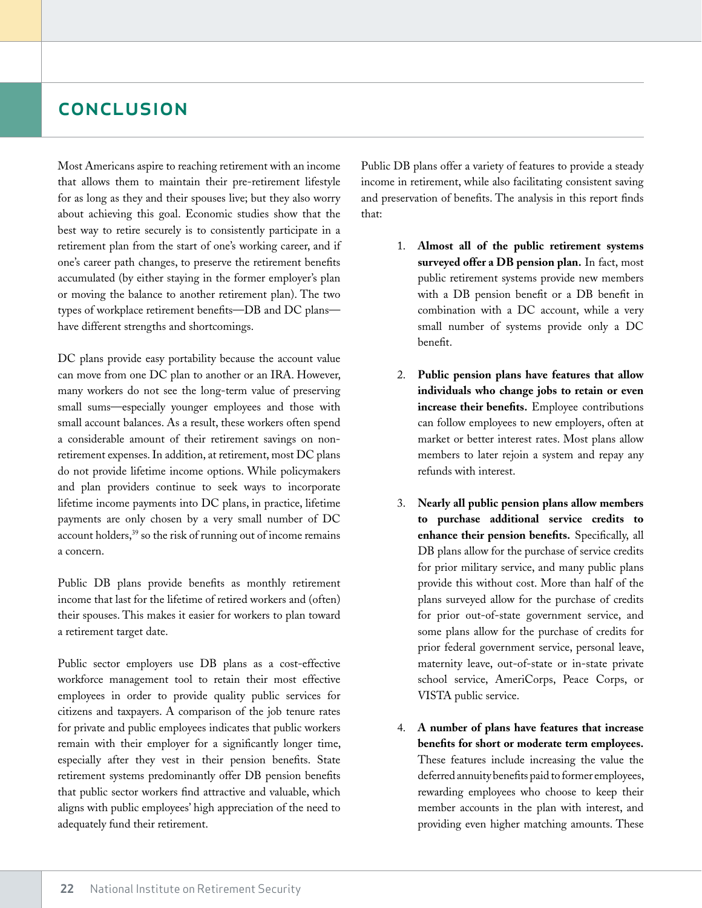## CONCLUSION

Most Americans aspire to reaching retirement with an income that allows them to maintain their pre-retirement lifestyle for as long as they and their spouses live; but they also worry about achieving this goal. Economic studies show that the best way to retire securely is to consistently participate in a retirement plan from the start of one's working career, and if one's career path changes, to preserve the retirement benefits accumulated (by either staying in the former employer's plan or moving the balance to another retirement plan). The two types of workplace retirement benefits—DB and DC plans—have different strengths and shortcomings.

DC plans provide easy portability because the account value can move from one DC plan to another or an IRA. However, many workers do not see the long-term value of preserving small sums—especially younger employees and those with small account balances. As a result, these workers often spend a considerable amount of their retirement savings on non-retirement expenses. In addition, at retirement, most DC plans do not provide lifetime income options. While policymakers and plan providers continue to seek ways to incorporate lifetime income payments into DC plans, in practice, lifetime payments are only chosen by a very small number of DC account holders,[39] so the risk of running out of income remains a concern.

Public DB plans provide benefits as monthly retirement income that last for the lifetime of retired workers and (often) their spouses. This makes it easier for workers to plan toward a retirement target date.

Public sector employers use DB plans as a cost-effective workforce management tool to retain their most effective employees in order to provide quality public services for citizens and taxpayers. A comparison of the job tenure rates for private and public employees indicates that public workers remain with their employer for a significantly longer time, especially after they vest in their pension benefits. State retirement systems predominantly offer DB pension benefits that public sector workers find attractive and valuable, which aligns with public employees' high appreciation of the need to adequately fund their retirement.

Public DB plans offer a variety of features to provide a steady income in retirement, while also facilitating consistent saving and preservation of benefits. The analysis in this report finds that:

1. **Almost all of the public retirement systems surveyed offer a DB pension plan.** In fact, most public retirement systems provide new members with a DB pension benefit or a DB benefit in combination with a DC account, while a very small number of systems provide only a DC benefit.

2. **Public pension plans have features that allow individuals who change jobs to retain or even increase their benefits.** Employee contributions can follow employees to new employers, often at market or better interest rates. Most plans allow members to later rejoin a system and repay any refunds with interest.

3. **Nearly all public pension plans allow members to purchase additional service credits to enhance their pension benefits.** Specifically, all DB plans allow for the purchase of service credits for prior military service, and many public plans provide this without cost. More than half of the plans surveyed allow for the purchase of credits for prior out-of-state government service, and some plans allow for the purchase of credits for prior federal government service, personal leave, maternity leave, out-of-state or in-state private school service, AmeriCorps, Peace Corps, or VISTA public service.

4. **A number of plans have features that increase benefits for short or moderate term employees.** These features include increasing the value the deferred annuity benefits paid to former employees, rewarding employees who choose to keep their member accounts in the plan with interest, and providing even higher matching amounts. These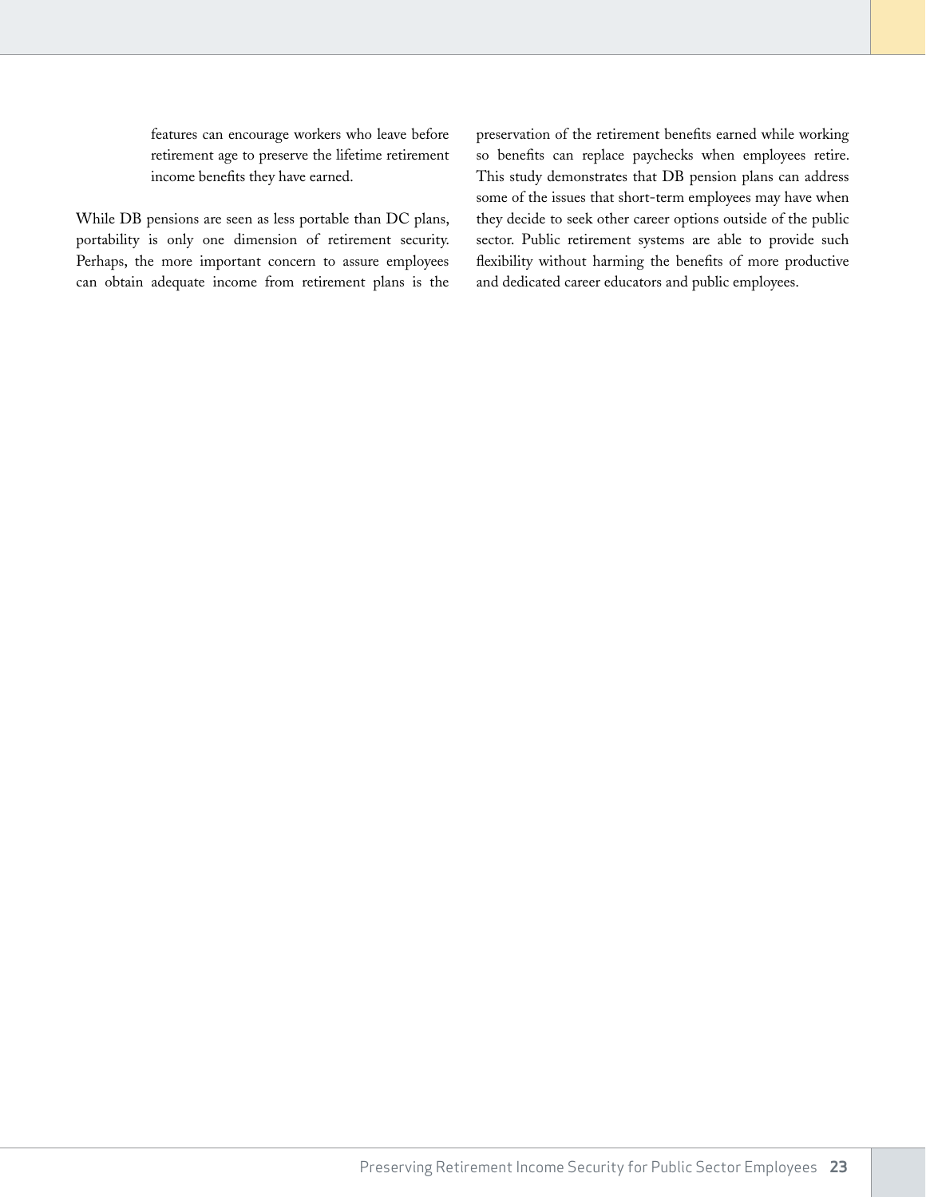features can encourage workers who leave before retirement age to preserve the lifetime retirement income benefits they have earned.

While DB pensions are seen as less portable than DC plans, portability is only one dimension of retirement security. Perhaps, the more important concern to assure employees can obtain adequate income from retirement plans is the preservation of the retirement benefits earned while working so benefits can replace paychecks when employees retire. This study demonstrates that DB pension plans can address some of the issues that short-term employees may have when they decide to seek other career options outside of the public sector. Public retirement systems are able to provide such flexibility without harming the benefits of more productive and dedicated career educators and public employees.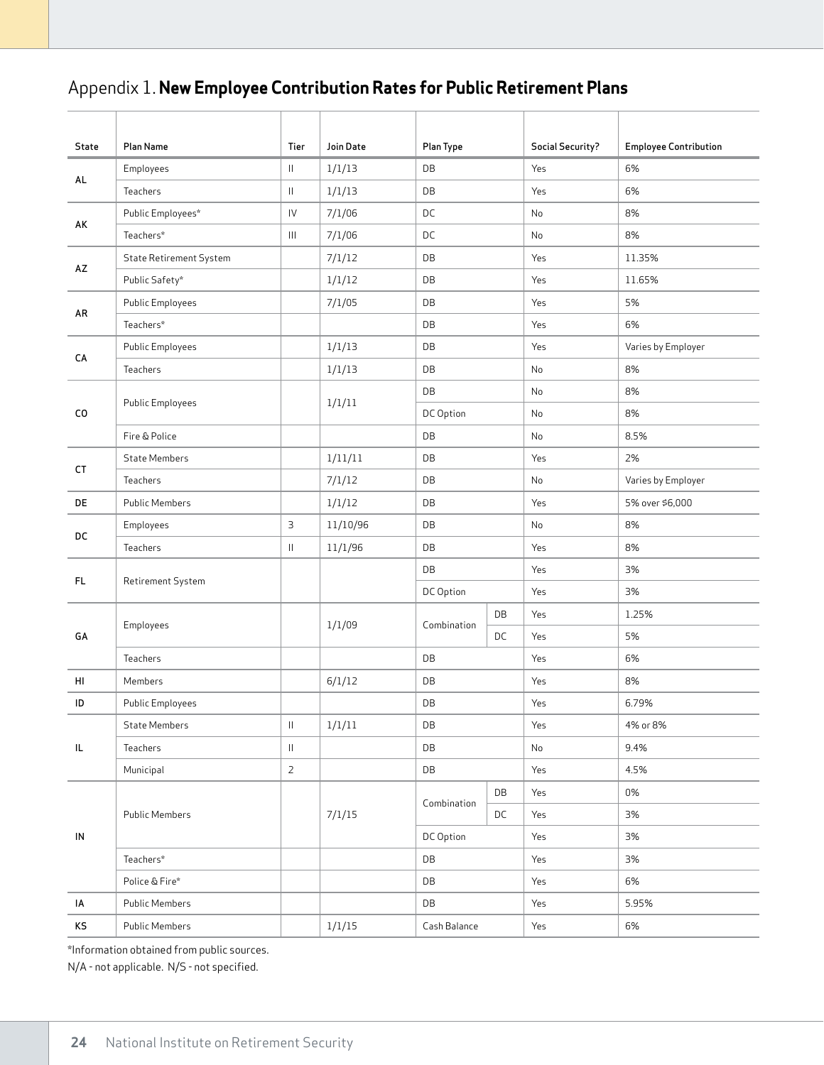## Appendix 1. **New Employee Contribution Rates for Public Retirement Plans**

| State | Plan Name | Tier | Join Date | Plan Type | | Social Security? | Employee Contribution |
|---|---|---|---|---|---|---|---|
| AL | Employees | II | 1/1/13 | DB | | Yes | 6% |
| | Teachers | II | 1/1/13 | DB | | Yes | 6% |
| AK | Public Employees* | IV | 7/1/06 | DC | | No | 8% |
| | Teachers* | III | 7/1/06 | DC | | No | 8% |
| AZ | State Retirement System | | 7/1/12 | DB | | Yes | 11.35% |
| | Public Safety* | | 1/1/12 | DB | | Yes | 11.65% |
| AR | Public Employees | | 7/1/05 | DB | | Yes | 5% |
| | Teachers* | | | DB | | Yes | 6% |
| CA | Public Employees | | 1/1/13 | DB | | Yes | Varies by Employer |
| | Teachers | | 1/1/13 | DB | | No | 8% |
| CO | Public Employees | | 1/1/11 | DB | | No | 8% |
| | | | | DC Option | | No | 8% |
| | Fire & Police | | | DB | | No | 8.5% |
| CT | State Members | | 1/11/11 | DB | | Yes | 2% |
| | Teachers | | 7/1/12 | DB | | No | Varies by Employer |
| DE | Public Members | | 1/1/12 | DB | | Yes | 5% over $6,000 |
| DC | Employees | 3 | 11/10/96 | DB | | No | 8% |
| | Teachers | II | 11/1/96 | DB | | Yes | 8% |
| FL | Retirement System | | | DB | | Yes | 3% |
| | | | | DC Option | | Yes | 3% |
| GA | Employees | | 1/1/09 | Combination | DB | Yes | 1.25% |
| | | | | | DC | Yes | 5% |
| | Teachers | | | DB | | Yes | 6% |
| HI | Members | | 6/1/12 | DB | | Yes | 8% |
| ID | Public Employees | | | DB | | Yes | 6.79% |
| IL | State Members | II | 1/1/11 | DB | | Yes | 4% or 8% |
| | Teachers | II | | DB | | No | 9.4% |
| | Municipal | 2 | | DB | | Yes | 4.5% |
| IN | Public Members | | 7/1/15 | Combination | DB | Yes | 0% |
| | | | | | DC | Yes | 3% |
| | | | | DC Option | | Yes | 3% |
| | Teachers* | | | DB | | Yes | 3% |
| | Police & Fire* | | | DB | | Yes | 6% |
| IA | Public Members | | | DB | | Yes | 5.95% |
| KS | Public Members | | 1/1/15 | Cash Balance | | Yes | 6% |

*Information obtained from public sources.

N/A - not applicable. N/S - not specified.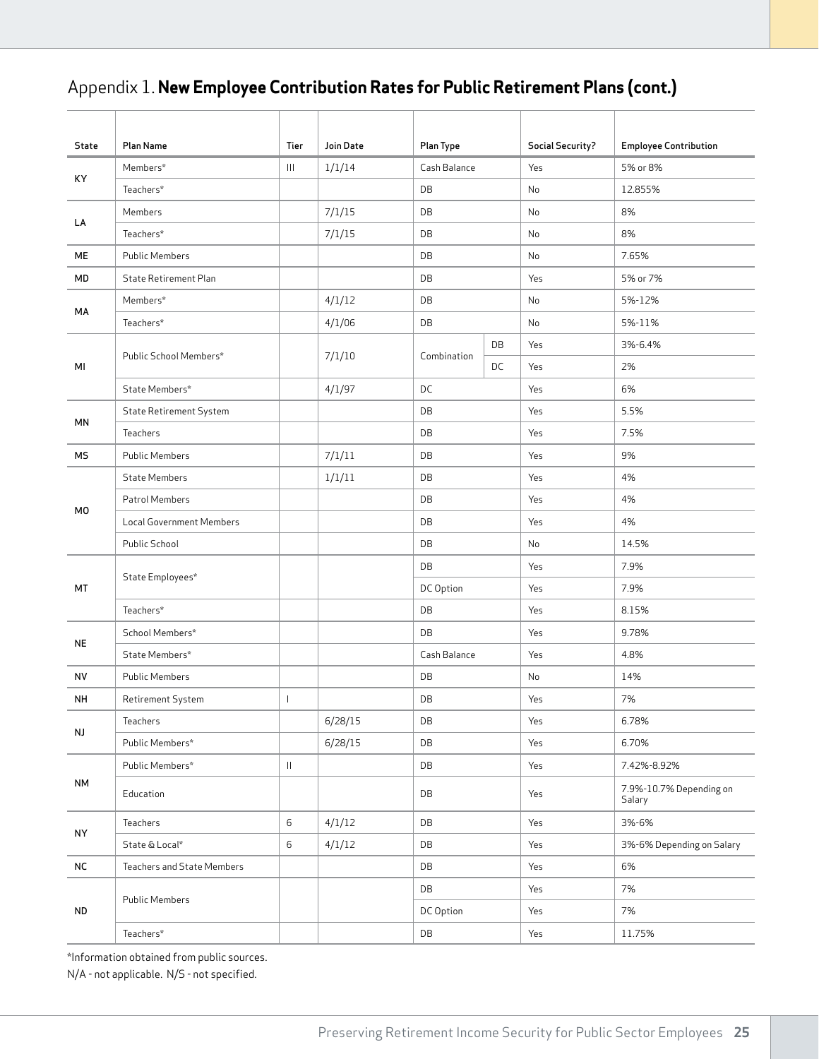# Appendix 1. **New Employee Contribution Rates for Public Retirement Plans (cont.)**

| State | Plan Name | Tier | Join Date | Plan Type | | Social Security? | Employee Contribution |
|---|---|---|---|---|---|---|---|
| KY | Members* | III | 1/1/14 | Cash Balance | | Yes | 5% or 8% |
| | Teachers* | | | DB | | No | 12.855% |
| LA | Members | | 7/1/15 | DB | | No | 8% |
| | Teachers* | | 7/1/15 | DB | | No | 8% |
| ME | Public Members | | | DB | | No | 7.65% |
| MD | State Retirement Plan | | | DB | | Yes | 5% or 7% |
| MA | Members* | | 4/1/12 | DB | | No | 5%-12% |
| | Teachers* | | 4/1/06 | DB | | No | 5%-11% |
| MI | Public School Members* | | 7/1/10 | Combination | DB | Yes | 3%-6.4% |
| | | | | | DC | Yes | 2% |
| | State Members* | | 4/1/97 | DC | | Yes | 6% |
| MN | State Retirement System | | | DB | | Yes | 5.5% |
| | Teachers | | | DB | | Yes | 7.5% |
| MS | Public Members | | 7/1/11 | DB | | Yes | 9% |
| MO | State Members | | 1/1/11 | DB | | Yes | 4% |
| | Patrol Members | | | DB | | Yes | 4% |
| | Local Government Members | | | DB | | Yes | 4% |
| | Public School | | | DB | | No | 14.5% |
| MT | State Employees* | | | DB | | Yes | 7.9% |
| | | | | DC Option | | Yes | 7.9% |
| | Teachers* | | | DB | | Yes | 8.15% |
| NE | School Members* | | | DB | | Yes | 9.78% |
| | State Members* | | | Cash Balance | | Yes | 4.8% |
| NV | Public Members | | | DB | | No | 14% |
| NH | Retirement System | I | | DB | | Yes | 7% |
| NJ | Teachers | | 6/28/15 | DB | | Yes | 6.78% |
| | Public Members* | | 6/28/15 | DB | | Yes | 6.70% |
| NM | Public Members* | II | | DB | | Yes | 7.42%-8.92% |
| | Education | | | DB | | Yes | 7.9%-10.7% Depending on Salary |
| NY | Teachers | 6 | 4/1/12 | DB | | Yes | 3%-6% |
| | State & Local* | 6 | 4/1/12 | DB | | Yes | 3%-6% Depending on Salary |
| NC | Teachers and State Members | | | DB | | Yes | 6% |
| ND | Public Members | | | DB | | Yes | 7% |
| | | | | DC Option | | Yes | 7% |
| | Teachers* | | | DB | | Yes | 11.75% |

*Information obtained from public sources.

N/A - not applicable. N/S - not specified.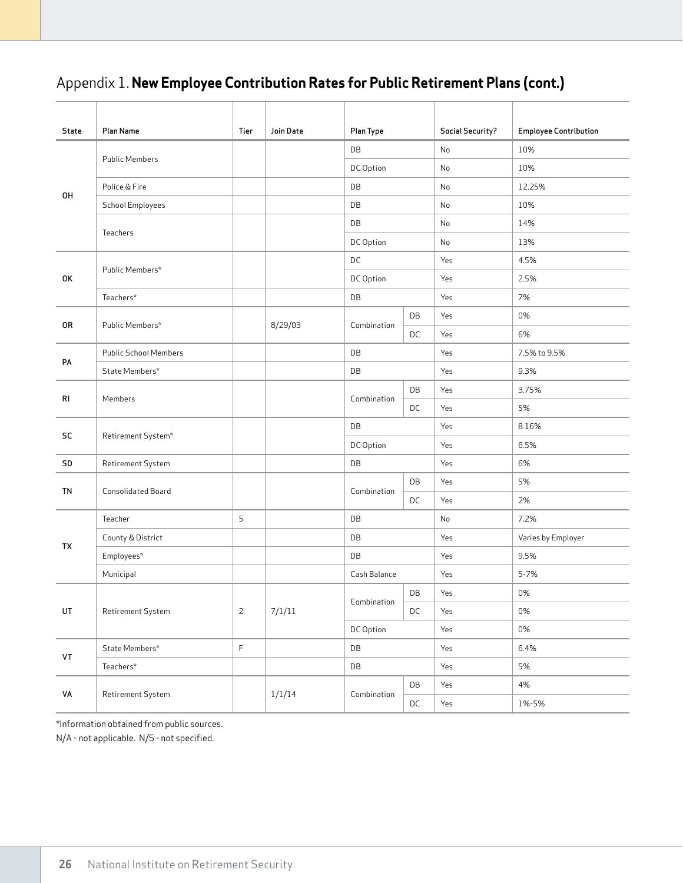# Appendix 1. **New Employee Contribution Rates for Public Retirement Plans (cont.)**

| State | Plan Name | Tier | Join Date | Plan Type | | Social Security? | Employee Contribution |
|---|---|---|---|---|---|---|---|
| OH | Public Members | | | DB | | No | 10% |
| | | | | DC Option | | No | 10% |
| | Police & Fire | | | DB | | No | 12.25% |
| | School Employees | | | DB | | No | 10% |
| | Teachers | | | DB | | No | 14% |
| | | | | DC Option | | No | 13% |
| OK | Public Members* | | | DC | | Yes | 4.5% |
| | | | | DC Option | | Yes | 2.5% |
| | Teachers* | | | DB | | Yes | 7% |
| OR | Public Members* | | 8/29/03 | Combination | DB | Yes | 0% |
| | | | | | DC | Yes | 6% |
| PA | Public School Members | | | DB | | Yes | 7.5% to 9.5% |
| | State Members* | | | DB | | Yes | 9.3% |
| RI | Members | | | Combination | DB | Yes | 3.75% |
| | | | | | DC | Yes | 5% |
| SC | Retirement System* | | | DB | | Yes | 8.16% |
| | | | | DC Option | | Yes | 6.5% |
| SD | Retirement System | | | DB | | Yes | 6% |
| TN | Consolidated Board | | | Combination | DB | Yes | 5% |
| | | | | | DC | Yes | 2% |
| TX | Teacher | 5 | | DB | | No | 7.2% |
| | County & District | | | DB | | Yes | Varies by Employer |
| | Employees* | | | DB | | Yes | 9.5% |
| | Municipal | | | Cash Balance | | Yes | 5-7% |
| UT | Retirement System | 2 | 7/1/11 | Combination | DB | Yes | 0% |
| | | | | | DC | Yes | 0% |
| | | | | DC Option | | Yes | 0% |
| VT | State Members* | F | | DB | | Yes | 6.4% |
| | Teachers* | | | DB | | Yes | 5% |
| VA | Retirement System | | 1/1/14 | Combination | DB | Yes | 4% |
| | | | | | DC | Yes | 1%-5% |

*Information obtained from public sources.

N/A - not applicable. N/S - not specified.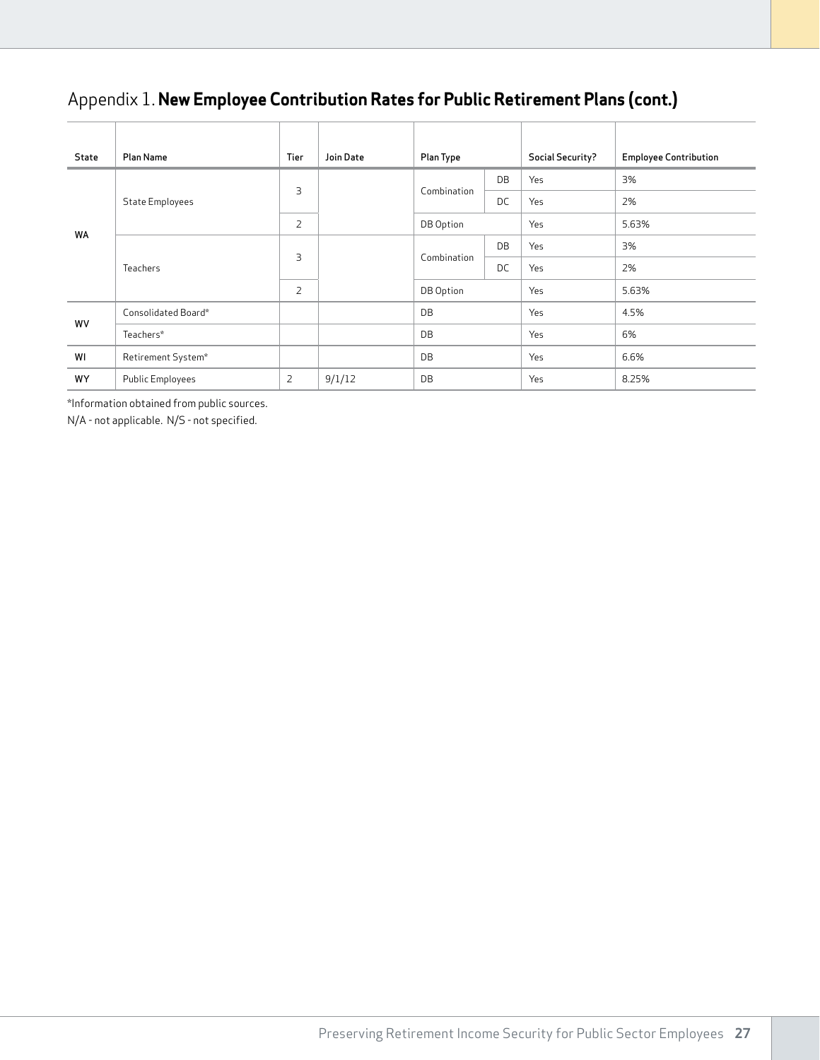## Appendix 1. **New Employee Contribution Rates for Public Retirement Plans (cont.)**

| State | Plan Name | Tier | Join Date | Plan Type | | Social Security? | Employee Contribution |
|---|---|---|---|---|---|---|---|
| WA | State Employees | 3 | | Combination | DB | Yes | 3% |
| | | | | | DC | Yes | 2% |
| | | 2 | | DB Option | | Yes | 5.63% |
| | Teachers | 3 | | Combination | DB | Yes | 3% |
| | | | | | DC | Yes | 2% |
| | | 2 | | DB Option | | Yes | 5.63% |
| WV | Consolidated Board* | | | DB | | Yes | 4.5% |
| | Teachers* | | | DB | | Yes | 6% |
| WI | Retirement System* | | | DB | | Yes | 6.6% |
| WY | Public Employees | 2 | 9/1/12 | DB | | Yes | 8.25% |

*Information obtained from public sources.

N/A - not applicable. N/S - not specified.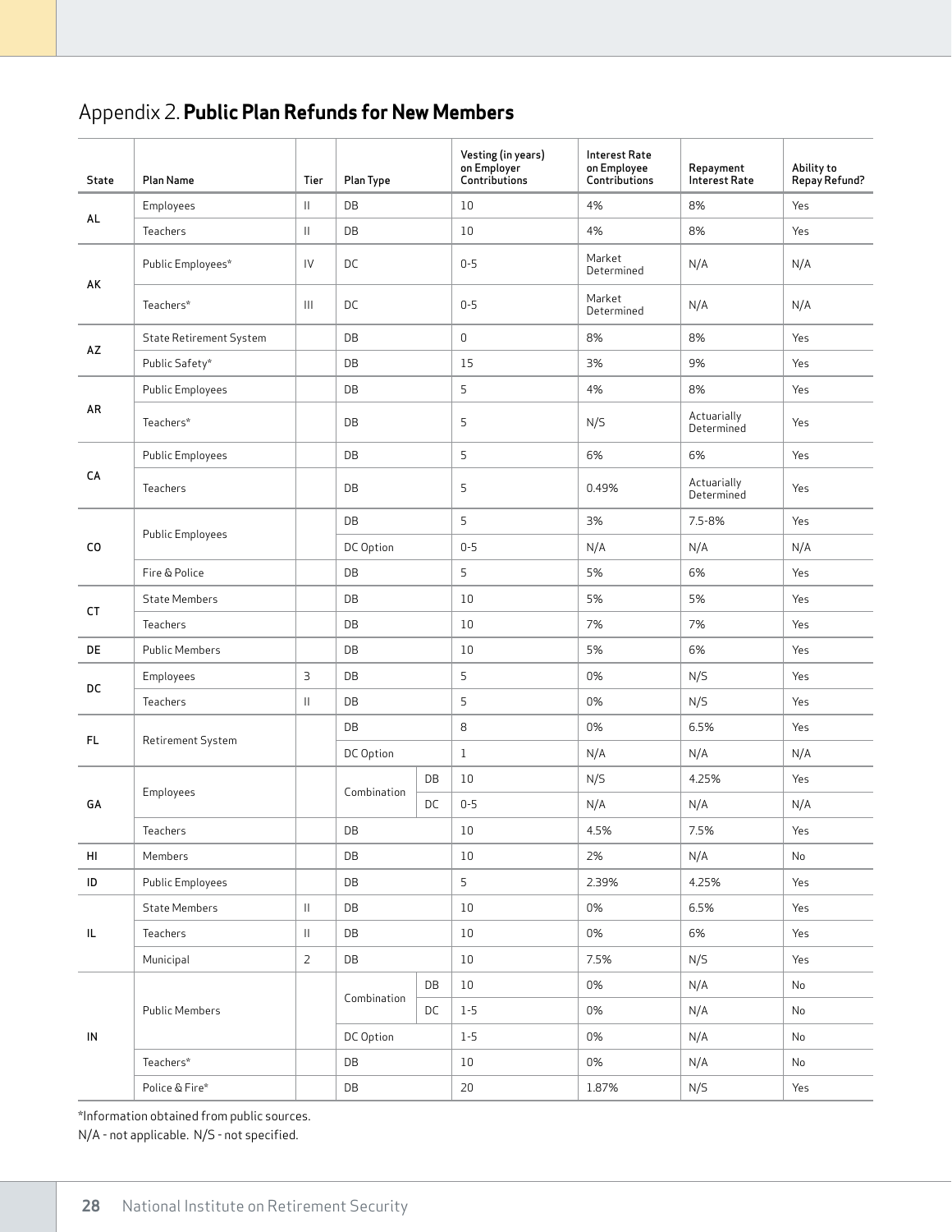## Appendix 2. **Public Plan Refunds for New Members**

| State | Plan Name | Tier | Plan Type | | Vesting (in years) on Employer Contributions | Interest Rate on Employee Contributions | Repayment Interest Rate | Ability to Repay Refund? |
|---|---|---|---|---|---|---|---|---|
| AL | Employees | II | DB | | 10 | 4% | 8% | Yes |
| | Teachers | II | DB | | 10 | 4% | 8% | Yes |
| AK | Public Employees* | IV | DC | | 0-5 | Market Determined | N/A | N/A |
| | Teachers* | III | DC | | 0-5 | Market Determined | N/A | N/A |
| AZ | State Retirement System | | DB | | 0 | 8% | 8% | Yes |
| | Public Safety* | | DB | | 15 | 3% | 9% | Yes |
| AR | Public Employees | | DB | | 5 | 4% | 8% | Yes |
| | Teachers* | | DB | | 5 | N/S | Actuarially Determined | Yes |
| CA | Public Employees | | DB | | 5 | 6% | 6% | Yes |
| | Teachers | | DB | | 5 | 0.49% | Actuarially Determined | Yes |
| CO | Public Employees | | DB | | 5 | 3% | 7.5-8% | Yes |
| | | | DC Option | | 0-5 | N/A | N/A | N/A |
| | Fire & Police | | DB | | 5 | 5% | 6% | Yes |
| CT | State Members | | DB | | 10 | 5% | 5% | Yes |
| | Teachers | | DB | | 10 | 7% | 7% | Yes |
| DE | Public Members | | DB | | 10 | 5% | 6% | Yes |
| DC | Employees | 3 | DB | | 5 | 0% | N/S | Yes |
| | Teachers | II | DB | | 5 | 0% | N/S | Yes |
| FL | Retirement System | | DB | | 8 | 0% | 6.5% | Yes |
| | | | DC Option | | 1 | N/A | N/A | N/A |
| GA | Employees | | Combination | DB | 10 | N/S | 4.25% | Yes |
| | | | | DC | 0-5 | N/A | N/A | N/A |
| | Teachers | | DB | | 10 | 4.5% | 7.5% | Yes |
| HI | Members | | DB | | 10 | 2% | N/A | No |
| ID | Public Employees | | DB | | 5 | 2.39% | 4.25% | Yes |
| IL | State Members | II | DB | | 10 | 0% | 6.5% | Yes |
| | Teachers | II | DB | | 10 | 0% | 6% | Yes |
| | Municipal | 2 | DB | | 10 | 7.5% | N/S | Yes |
| IN | Public Members | | Combination | DB | 10 | 0% | N/A | No |
| | | | | DC | 1-5 | 0% | N/A | No |
| | | | DC Option | | 1-5 | 0% | N/A | No |
| | Teachers* | | DB | | 10 | 0% | N/A | No |
| | Police & Fire* | | DB | | 20 | 1.87% | N/S | Yes |

*Information obtained from public sources.

N/A - not applicable. N/S - not specified.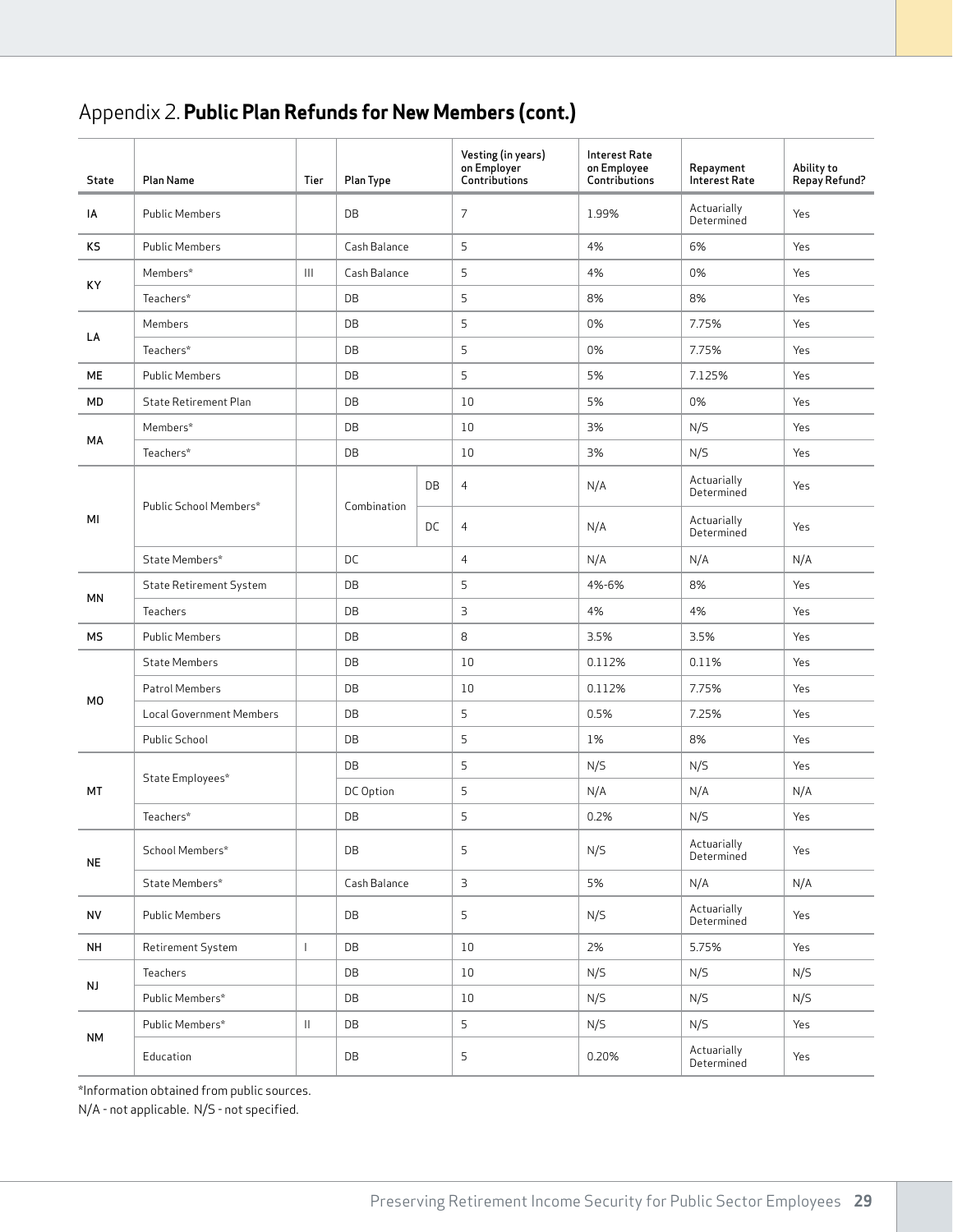## Appendix 2. **Public Plan Refunds for New Members (cont.)**

| State | Plan Name | Tier | Plan Type | | Vesting (in years) on Employer Contributions | Interest Rate on Employee Contributions | Repayment Interest Rate | Ability to Repay Refund? |
|---|---|---|---|---|---|---|---|---|
| IA | Public Members | | DB | | 7 | 1.99% | Actuarially Determined | Yes |
| KS | Public Members | | Cash Balance | | 5 | 4% | 6% | Yes |
| KY | Members* | III | Cash Balance | | 5 | 4% | 0% | Yes |
| | Teachers* | | DB | | 5 | 8% | 8% | Yes |
| LA | Members | | DB | | 5 | 0% | 7.75% | Yes |
| | Teachers* | | DB | | 5 | 0% | 7.75% | Yes |
| ME | Public Members | | DB | | 5 | 5% | 7.125% | Yes |
| MD | State Retirement Plan | | DB | | 10 | 5% | 0% | Yes |
| MA | Members* | | DB | | 10 | 3% | N/S | Yes |
| | Teachers* | | DB | | 10 | 3% | N/S | Yes |
| MI | Public School Members* | | Combination | DB | 4 | N/A | Actuarially Determined | Yes |
| | | | | DC | 4 | N/A | Actuarially Determined | Yes |
| | State Members* | | DC | | 4 | N/A | N/A | N/A |
| MN | State Retirement System | | DB | | 5 | 4%-6% | 8% | Yes |
| | Teachers | | DB | | 3 | 4% | 4% | Yes |
| MS | Public Members | | DB | | 8 | 3.5% | 3.5% | Yes |
| MO | State Members | | DB | | 10 | 0.112% | 0.11% | Yes |
| | Patrol Members | | DB | | 10 | 0.112% | 7.75% | Yes |
| | Local Government Members | | DB | | 5 | 0.5% | 7.25% | Yes |
| | Public School | | DB | | 5 | 1% | 8% | Yes |
| MT | State Employees* | | DB | | 5 | N/S | N/S | Yes |
| | | | DC Option | | 5 | N/A | N/A | N/A |
| | Teachers* | | DB | | 5 | 0.2% | N/S | Yes |
| NE | School Members* | | DB | | 5 | N/S | Actuarially Determined | Yes |
| | State Members* | | Cash Balance | | 3 | 5% | N/A | N/A |
| NV | Public Members | | DB | | 5 | N/S | Actuarially Determined | Yes |
| NH | Retirement System | I | DB | | 10 | 2% | 5.75% | Yes |
| NJ | Teachers | | DB | | 10 | N/S | N/S | N/S |
| | Public Members* | | DB | | 10 | N/S | N/S | N/S |
| NM | Public Members* | II | DB | | 5 | N/S | N/S | Yes |
| | Education | | DB | | 5 | 0.20% | Actuarially Determined | Yes |

*Information obtained from public sources.

N/A - not applicable. N/S - not specified.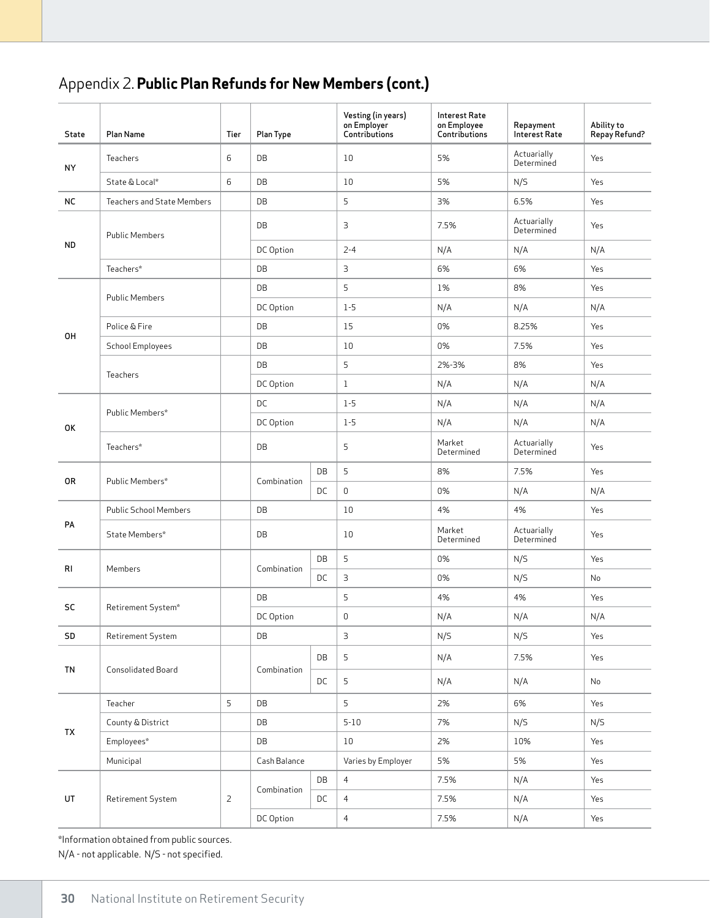## Appendix 2. **Public Plan Refunds for New Members (cont.)**

| State | Plan Name | Tier | Plan Type | | Vesting (in years) on Employer Contributions | Interest Rate on Employee Contributions | Repayment Interest Rate | Ability to Repay Refund? |
|---|---|---|---|---|---|---|---|---|
| NY | Teachers | 6 | DB | | 10 | 5% | Actuarially Determined | Yes |
| | State & Local* | 6 | DB | | 10 | 5% | N/S | Yes |
| NC | Teachers and State Members | | DB | | 5 | 3% | 6.5% | Yes |
| ND | Public Members | | DB | | 3 | 7.5% | Actuarially Determined | Yes |
| | | | DC Option | | 2-4 | N/A | N/A | N/A |
| | Teachers* | | DB | | 3 | 6% | 6% | Yes |
| OH | Public Members | | DB | | 5 | 1% | 8% | Yes |
| | | | DC Option | | 1-5 | N/A | N/A | N/A |
| | Police & Fire | | DB | | 15 | 0% | 8.25% | Yes |
| | School Employees | | DB | | 10 | 0% | 7.5% | Yes |
| | Teachers | | DB | | 5 | 2%-3% | 8% | Yes |
| | | | DC Option | | 1 | N/A | N/A | N/A |
| OK | Public Members* | | DC | | 1-5 | N/A | N/A | N/A |
| | | | DC Option | | 1-5 | N/A | N/A | N/A |
| | Teachers* | | DB | | 5 | Market Determined | Actuarially Determined | Yes |
| OR | Public Members* | | Combination | DB | 5 | 8% | 7.5% | Yes |
| | | | | DC | 0 | 0% | N/A | N/A |
| PA | Public School Members | | DB | | 10 | 4% | 4% | Yes |
| | State Members* | | DB | | 10 | Market Determined | Actuarially Determined | Yes |
| RI | Members | | Combination | DB | 5 | 0% | N/S | Yes |
| | | | | DC | 3 | 0% | N/S | No |
| SC | Retirement System* | | DB | | 5 | 4% | 4% | Yes |
| | | | DC Option | | 0 | N/A | N/A | N/A |
| SD | Retirement System | | DB | | 3 | N/S | N/S | Yes |
| TN | Consolidated Board | | Combination | DB | 5 | N/A | 7.5% | Yes |
| | | | | DC | 5 | N/A | N/A | No |
| TX | Teacher | 5 | DB | | 5 | 2% | 6% | Yes |
| | County & District | | DB | | 5-10 | 7% | N/S | N/S |
| | Employees* | | DB | | 10 | 2% | 10% | Yes |
| | Municipal | | Cash Balance | | Varies by Employer | 5% | 5% | Yes |
| UT | Retirement System | 2 | Combination | DB | 4 | 7.5% | N/A | Yes |
| | | | | DC | 4 | 7.5% | N/A | Yes |
| | | | DC Option | | 4 | 7.5% | N/A | Yes |

*Information obtained from public sources.

N/A - not applicable. N/S - not specified.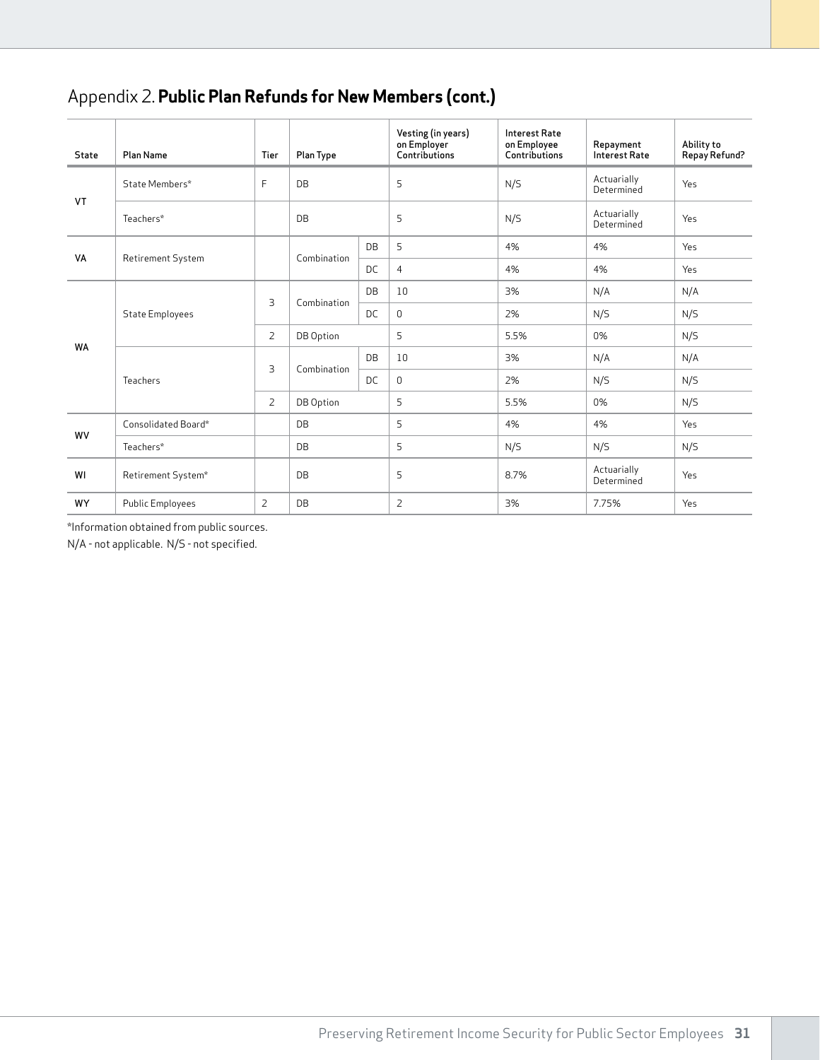# Appendix 2. **Public Plan Refunds for New Members (cont.)**

| State | Plan Name | Tier | Plan Type | | Vesting (in years) on Employer Contributions | Interest Rate on Employee Contributions | Repayment Interest Rate | Ability to Repay Refund? |
|---|---|---|---|---|---|---|---|---|
| VT | State Members* | F | DB | | 5 | N/S | Actuarially Determined | Yes |
| | Teachers* | | DB | | 5 | N/S | Actuarially Determined | Yes |
| VA | Retirement System | | Combination | DB | 5 | 4% | 4% | Yes |
| | | | | DC | 4 | 4% | 4% | Yes |
| WA | State Employees | 3 | Combination | DB | 10 | 3% | N/A | N/A |
| | | | | DC | 0 | 2% | N/S | N/S |
| | | 2 | DB Option | | 5 | 5.5% | 0% | N/S |
| | Teachers | 3 | Combination | DB | 10 | 3% | N/A | N/A |
| | | | | DC | 0 | 2% | N/S | N/S |
| | | 2 | DB Option | | 5 | 5.5% | 0% | N/S |
| WV | Consolidated Board* | | DB | | 5 | 4% | 4% | Yes |
| | Teachers* | | DB | | 5 | N/S | N/S | N/S |
| WI | Retirement System* | | DB | | 5 | 8.7% | Actuarially Determined | Yes |
| WY | Public Employees | 2 | DB | | 2 | 3% | 7.75% | Yes |

*Information obtained from public sources.

N/A - not applicable. N/S - not specified.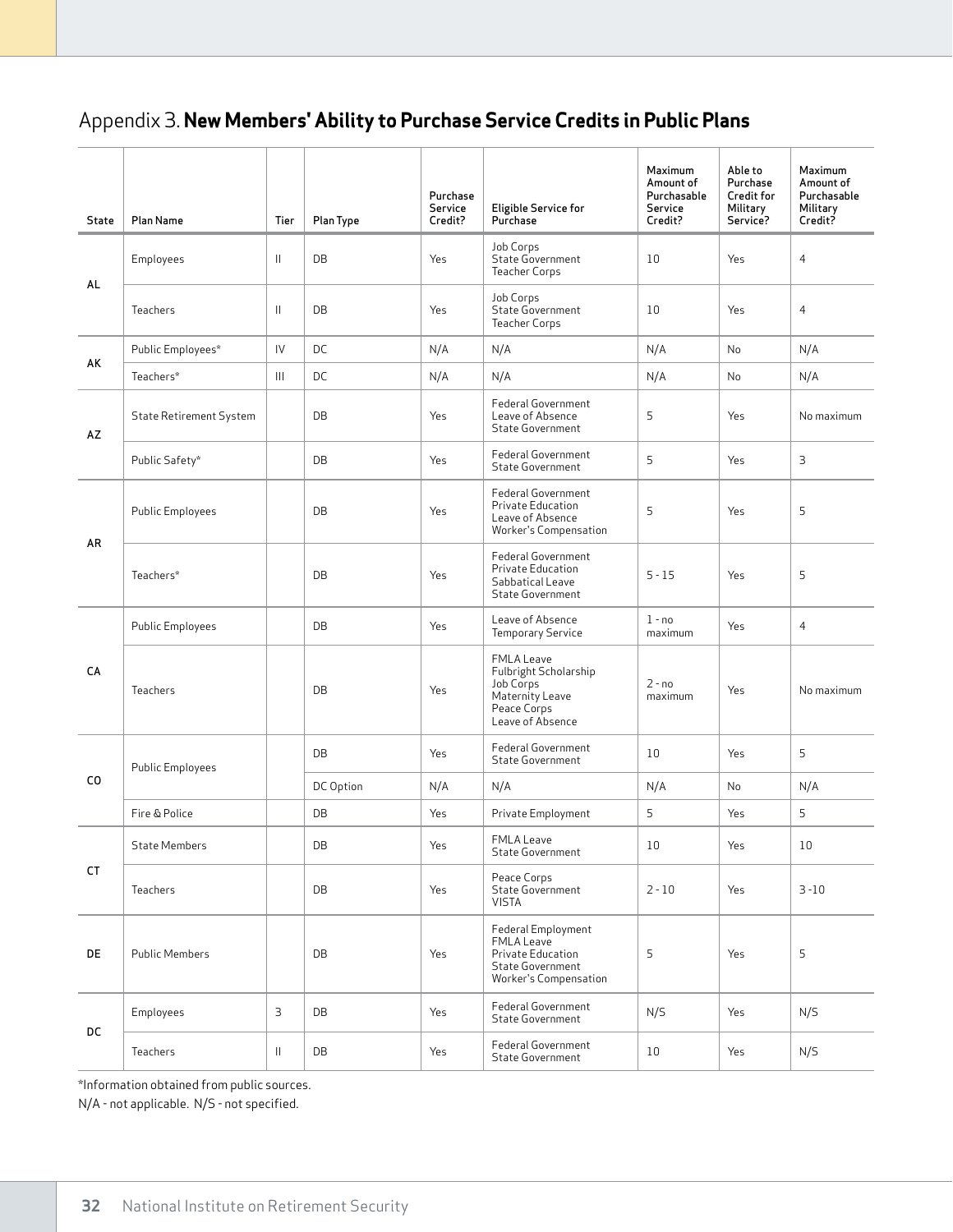## Appendix 3. **New Members' Ability to Purchase Service Credits in Public Plans**

| State | Plan Name | Tier | Plan Type | Purchase Service Credit? | Eligible Service for Purchase | Maximum Amount of Purchasable Service Credit? | Able to Purchase Credit for Military Service? | Maximum Amount of Purchasable Military Credit? |
|---|---|---|---|---|---|---|---|---|
| AL | Employees | II | DB | Yes | Job Corps<br>State Government<br>Teacher Corps | 10 | Yes | 4 |
| | Teachers | II | DB | Yes | Job Corps<br>State Government<br>Teacher Corps | 10 | Yes | 4 |
| AK | Public Employees* | IV | DC | N/A | N/A | N/A | No | N/A |
| | Teachers* | III | DC | N/A | N/A | N/A | No | N/A |
| AZ | State Retirement System | | DB | Yes | Federal Government<br>Leave of Absence<br>State Government | 5 | Yes | No maximum |
| | Public Safety* | | DB | Yes | Federal Government<br>State Government | 5 | Yes | 3 |
| AR | Public Employees | | DB | Yes | Federal Government<br>Private Education<br>Leave of Absence<br>Worker's Compensation | 5 | Yes | 5 |
| | Teachers* | | DB | Yes | Federal Government<br>Private Education<br>Sabbatical Leave<br>State Government | 5 - 15 | Yes | 5 |
| CA | Public Employees | | DB | Yes | Leave of Absence<br>Temporary Service | 1 - no maximum | Yes | 4 |
| | Teachers | | DB | Yes | FMLA Leave<br>Fulbright Scholarship<br>Job Corps<br>Maternity Leave<br>Peace Corps<br>Leave of Absence | 2 - no maximum | Yes | No maximum |
| CO | Public Employees | | DB | Yes | Federal Government<br>State Government | 10 | Yes | 5 |
| | | | DC Option | N/A | N/A | N/A | No | N/A |
| | Fire & Police | | DB | Yes | Private Employment | 5 | Yes | 5 |
| CT | State Members | | DB | Yes | FMLA Leave<br>State Government | 10 | Yes | 10 |
| | Teachers | | DB | Yes | Peace Corps<br>State Government<br>VISTA | 2 - 10 | Yes | 3 -10 |
| DE | Public Members | | DB | Yes | Federal Employment<br>FMLA Leave<br>Private Education<br>State Government<br>Worker's Compensation | 5 | Yes | 5 |
| DC | Employees | 3 | DB | Yes | Federal Government<br>State Government | N/S | Yes | N/S |
| | Teachers | II | DB | Yes | Federal Government<br>State Government | 10 | Yes | N/S |

*Information obtained from public sources.

N/A - not applicable. N/S - not specified.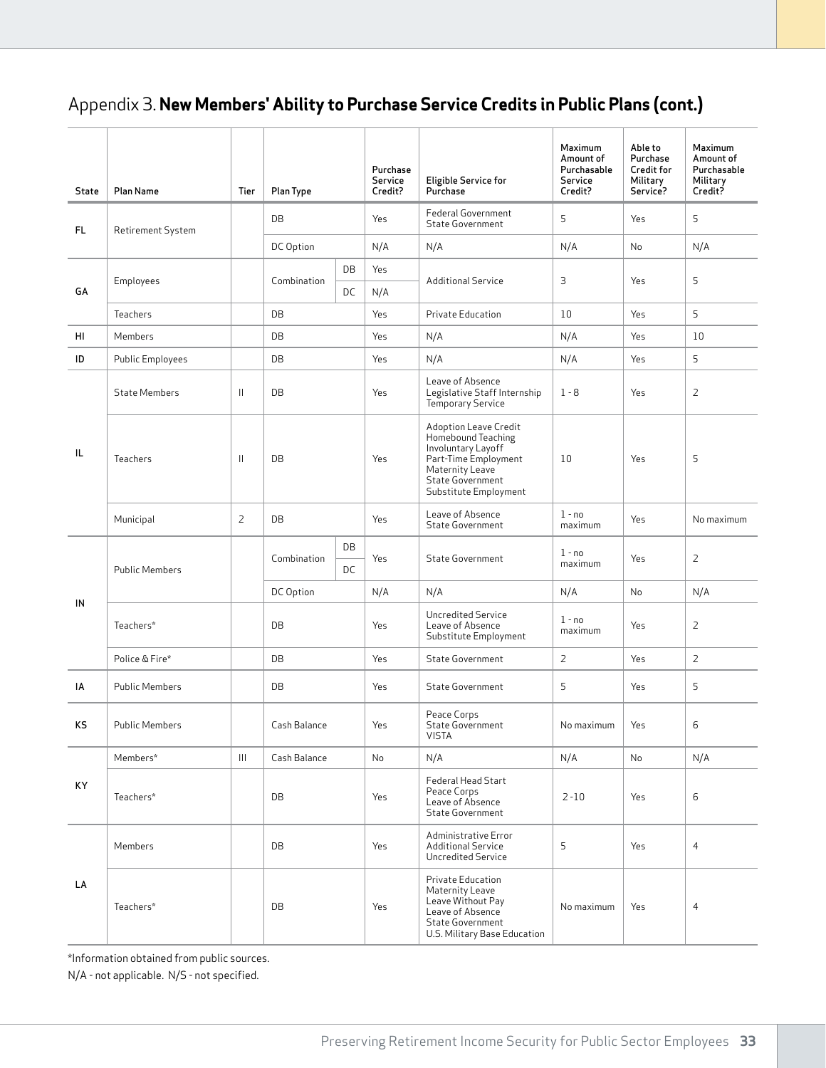## Appendix 3. **New Members' Ability to Purchase Service Credits in Public Plans (cont.)**

| State | Plan Name | Tier | Plan Type | | Purchase Service Credit? | Eligible Service for Purchase | Maximum Amount of Purchasable Service Credit? | Able to Purchase Credit for Military Service? | Maximum Amount of Purchasable Military Credit? |
|---|---|---|---|---|---|---|---|---|---|
| FL | Retirement System | | DB | | Yes | Federal Government<br>State Government | 5 | Yes | 5 |
| | | | DC Option | | N/A | N/A | N/A | No | N/A |
| GA | Employees | | Combination | DB | Yes | Additional Service | 3 | Yes | 5 |
| | | | | DC | N/A | | | | |
| | Teachers | | DB | | Yes | Private Education | 10 | Yes | 5 |
| HI | Members | | DB | | Yes | N/A | N/A | Yes | 10 |
| ID | Public Employees | | DB | | Yes | N/A | N/A | Yes | 5 |
| IL | State Members | II | DB | | Yes | Leave of Absence<br>Legislative Staff Internship<br>Temporary Service | 1 - 8 | Yes | 2 |
| | Teachers | II | DB | | Yes | Adoption Leave Credit<br>Homebound Teaching<br>Involuntary Layoff<br>Part-Time Employment<br>Maternity Leave<br>State Government<br>Substitute Employment | 10 | Yes | 5 |
| | Municipal | 2 | DB | | Yes | Leave of Absence<br>State Government | 1 - no maximum | Yes | No maximum |
| IN | Public Members | | Combination | DB | Yes | State Government | 1 - no maximum | Yes | 2 |
| | | | | DC | | | | | |
| | | | DC Option | | N/A | N/A | N/A | No | N/A |
| | Teachers* | | DB | | Yes | Uncredited Service<br>Leave of Absence<br>Substitute Employment | 1 - no maximum | Yes | 2 |
| | Police & Fire* | | DB | | Yes | State Government | 2 | Yes | 2 |
| IA | Public Members | | DB | | Yes | State Government | 5 | Yes | 5 |
| KS | Public Members | | Cash Balance | | Yes | Peace Corps<br>State Government<br>VISTA | No maximum | Yes | 6 |
| KY | Members* | III | Cash Balance | | No | N/A | N/A | No | N/A |
| | Teachers* | | DB | | Yes | Federal Head Start<br>Peace Corps<br>Leave of Absence<br>State Government | 2 -10 | Yes | 6 |
| LA | Members | | DB | | Yes | Administrative Error<br>Additional Service<br>Uncredited Service | 5 | Yes | 4 |
| | Teachers* | | DB | | Yes | Private Education<br>Maternity Leave<br>Leave Without Pay<br>Leave of Absence<br>State Government<br>U.S. Military Base Education | No maximum | Yes | 4 |

*Information obtained from public sources.

N/A - not applicable. N/S - not specified.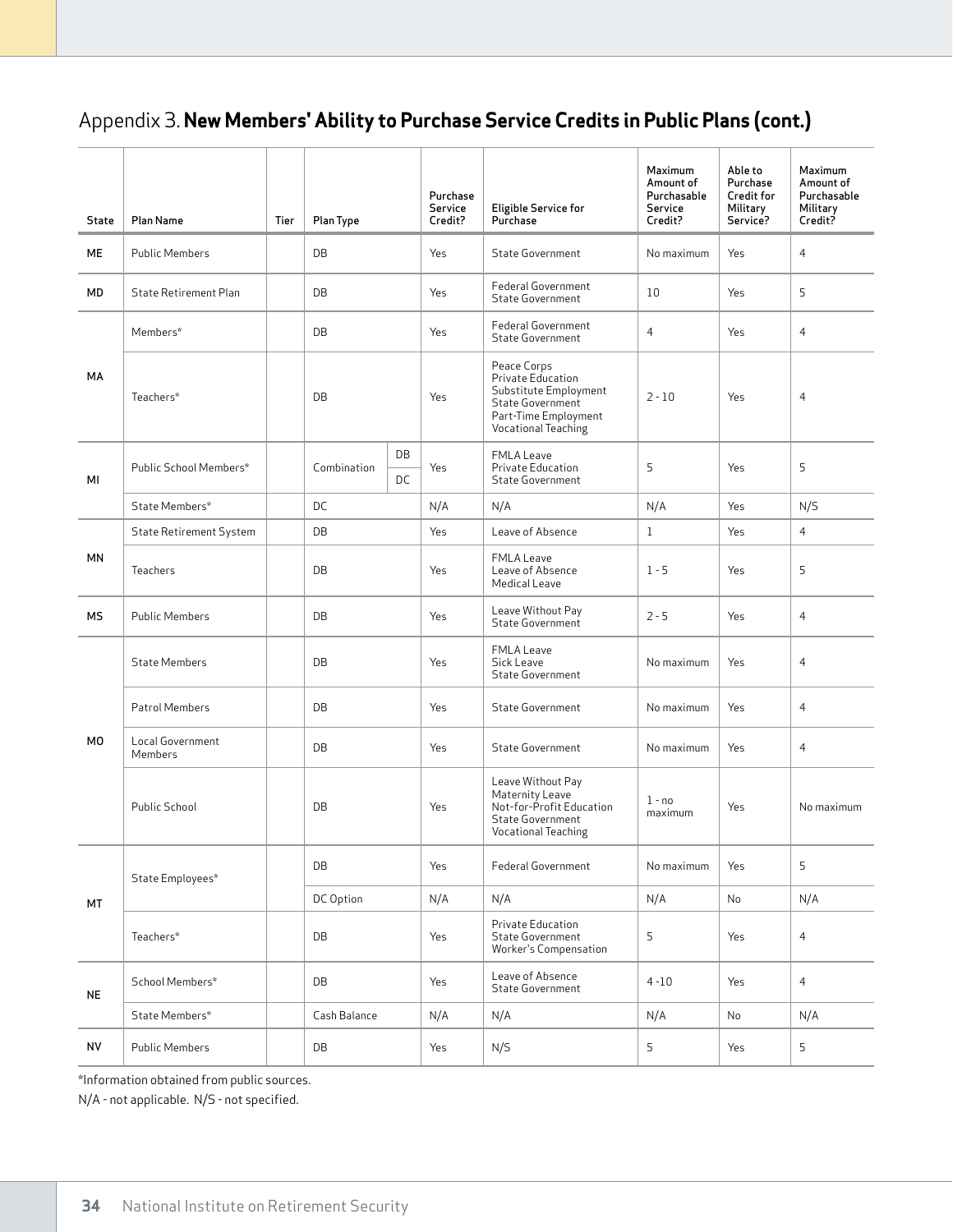## Appendix 3. **New Members' Ability to Purchase Service Credits in Public Plans (cont.)**

| State | Plan Name | Tier | Plan Type | | Purchase Service Credit? | Eligible Service for Purchase | Maximum Amount of Purchasable Service Credit? | Able to Purchase Credit for Military Service? | Maximum Amount of Purchasable Military Credit? |
|---|---|---|---|---|---|---|---|---|---|
| ME | Public Members | | DB | | Yes | State Government | No maximum | Yes | 4 |
| MD | State Retirement Plan | | DB | | Yes | Federal Government<br>State Government | 10 | Yes | 5 |
| MA | Members* | | DB | | Yes | Federal Government<br>State Government | 4 | Yes | 4 |
| | Teachers* | | DB | | Yes | Peace Corps<br>Private Education<br>Substitute Employment<br>State Government<br>Part-Time Employment<br>Vocational Teaching | 2 - 10 | Yes | 4 |
| MI | Public School Members* | | Combination | DB<br>DC | Yes | FMLA Leave<br>Private Education<br>State Government | 5 | Yes | 5 |
| | State Members* | | DC | | N/A | N/A | N/A | Yes | N/S |
| MN | State Retirement System | | DB | | Yes | Leave of Absence | 1 | Yes | 4 |
| | Teachers | | DB | | Yes | FMLA Leave<br>Leave of Absence<br>Medical Leave | 1 - 5 | Yes | 5 |
| MS | Public Members | | DB | | Yes | Leave Without Pay<br>State Government | 2 - 5 | Yes | 4 |
| MO | State Members | | DB | | Yes | FMLA Leave<br>Sick Leave<br>State Government | No maximum | Yes | 4 |
| | Patrol Members | | DB | | Yes | State Government | No maximum | Yes | 4 |
| | Local Government Members | | DB | | Yes | State Government | No maximum | Yes | 4 |
| | Public School | | DB | | Yes | Leave Without Pay<br>Maternity Leave<br>Not-for-Profit Education<br>State Government<br>Vocational Teaching | 1 - no maximum | Yes | No maximum |
| MT | State Employees* | | DB | | Yes | Federal Government | No maximum | Yes | 5 |
| | | | DC Option | | N/A | N/A | N/A | No | N/A |
| | Teachers* | | DB | | Yes | Private Education<br>State Government<br>Worker's Compensation | 5 | Yes | 4 |
| NE | School Members* | | DB | | Yes | Leave of Absence<br>State Government | 4 -10 | Yes | 4 |
| | State Members* | | Cash Balance | | N/A | N/A | N/A | No | N/A |
| NV | Public Members | | DB | | Yes | N/S | 5 | Yes | 5 |

*Information obtained from public sources.

N/A - not applicable. N/S - not specified.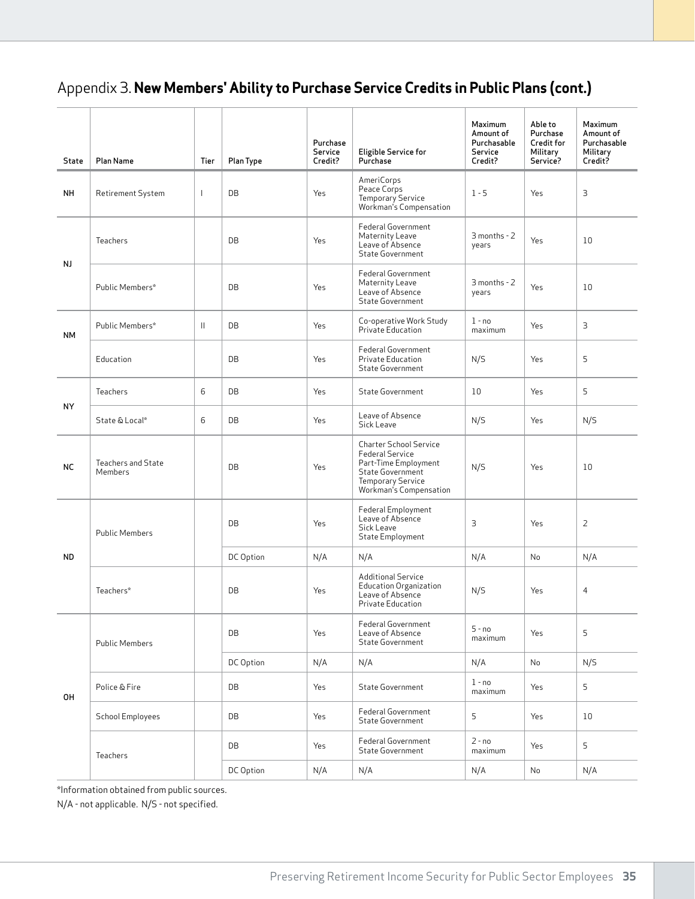# Appendix 3. **New Members' Ability to Purchase Service Credits in Public Plans (cont.)**

| State | Plan Name | Tier | Plan Type | Purchase Service Credit? | Eligible Service for Purchase | Maximum Amount of Purchasable Service Credit? | Able to Purchase Credit for Military Service? | Maximum Amount of Purchasable Military Credit? |
|---|---|---|---|---|---|---|---|---|
| NH | Retirement System | I | DB | Yes | AmeriCorps<br>Peace Corps<br>Temporary Service<br>Workman's Compensation | 1 - 5 | Yes | 3 |
| NJ | Teachers | | DB | Yes | Federal Government<br>Maternity Leave<br>Leave of Absence<br>State Government | 3 months - 2 years | Yes | 10 |
| | Public Members* | | DB | Yes | Federal Government<br>Maternity Leave<br>Leave of Absence<br>State Government | 3 months - 2 years | Yes | 10 |
| NM | Public Members* | II | DB | Yes | Co-operative Work Study<br>Private Education | 1 - no maximum | Yes | 3 |
| | Education | | DB | Yes | Federal Government<br>Private Education<br>State Government | N/S | Yes | 5 |
| NY | Teachers | 6 | DB | Yes | State Government | 10 | Yes | 5 |
| | State & Local* | 6 | DB | Yes | Leave of Absence<br>Sick Leave | N/S | Yes | N/S |
| NC | Teachers and State Members | | DB | Yes | Charter School Service<br>Federal Service<br>Part-Time Employment<br>State Government<br>Temporary Service<br>Workman's Compensation | N/S | Yes | 10 |
| ND | Public Members | | DB | Yes | Federal Employment<br>Leave of Absence<br>Sick Leave<br>State Employment | 3 | Yes | 2 |
| | | | DC Option | N/A | N/A | N/A | No | N/A |
| | Teachers* | | DB | Yes | Additional Service<br>Education Organization<br>Leave of Absence<br>Private Education | N/S | Yes | 4 |
| OH | Public Members | | DB | Yes | Federal Government<br>Leave of Absence<br>State Government | 5 - no maximum | Yes | 5 |
| | | | DC Option | N/A | N/A | N/A | No | N/S |
| | Police & Fire | | DB | Yes | State Government | 1 - no maximum | Yes | 5 |
| | School Employees | | DB | Yes | Federal Government<br>State Government | 5 | Yes | 10 |
| | Teachers | | DB | Yes | Federal Government<br>State Government | 2 - no maximum | Yes | 5 |
| | | | DC Option | N/A | N/A | N/A | No | N/A |

*Information obtained from public sources.

N/A - not applicable. N/S - not specified.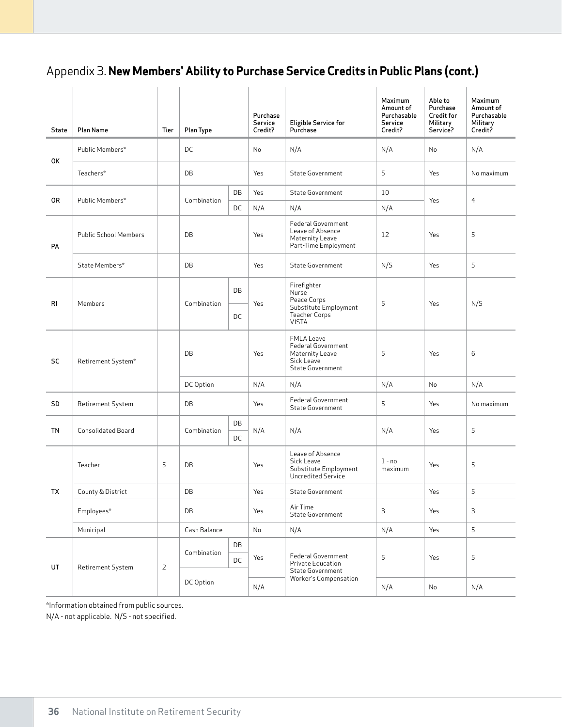## Appendix 3. **New Members' Ability to Purchase Service Credits in Public Plans (cont.)**

| State | Plan Name | Tier | Plan Type | | Purchase Service Credit? | Eligible Service for Purchase | Maximum Amount of Purchasable Service Credit? | Able to Purchase Credit for Military Service? | Maximum Amount of Purchasable Military Credit? |
|---|---|---|---|---|---|---|---|---|---|
| OK | Public Members* | | DC | | No | N/A | N/A | No | N/A |
| | Teachers* | | DB | | Yes | State Government | 5 | Yes | No maximum |
| OR | Public Members* | | Combination | DB | Yes | State Government | 10 | Yes | 4 |
| | | | | DC | N/A | N/A | N/A | | |
| PA | Public School Members | | DB | | Yes | Federal Government<br>Leave of Absence<br>Maternity Leave<br>Part-Time Employment | 12 | Yes | 5 |
| | State Members* | | DB | | Yes | State Government | N/S | Yes | 5 |
| RI | Members | | Combination | DB | Yes | Firefighter<br>Nurse<br>Peace Corps<br>Substitute Employment<br>Teacher Corps<br>VISTA | 5 | Yes | N/S |
| | | | | DC | | | | | |
| SC | Retirement System* | | DB | | Yes | FMLA Leave<br>Federal Government<br>Maternity Leave<br>Sick Leave<br>State Government | 5 | Yes | 6 |
| | | | DC Option | | N/A | N/A | N/A | No | N/A |
| SD | Retirement System | | DB | | Yes | Federal Government<br>State Government | 5 | Yes | No maximum |
| TN | Consolidated Board | | Combination | DB | N/A | N/A | N/A | Yes | 5 |
| | | | | DC | | | | | |
| TX | Teacher | 5 | DB | | Yes | Leave of Absence<br>Sick Leave<br>Substitute Employment<br>Uncredited Service | 1 - no maximum | Yes | 5 |
| | County & District | | DB | | Yes | State Government | | Yes | 5 |
| | Employees* | | DB | | Yes | Air Time<br>State Government | 3 | Yes | 3 |
| | Municipal | | Cash Balance | | No | N/A | N/A | Yes | 5 |
| UT | Retirement System | 2 | Combination | DB | Yes | Federal Government<br>Private Education<br>State Government<br>Worker's Compensation | 5 | Yes | 5 |
| | | | | DC | | | | | |
| | | | DC Option | | N/A | | N/A | No | N/A |

*Information obtained from public sources.

N/A - not applicable. N/S - not specified.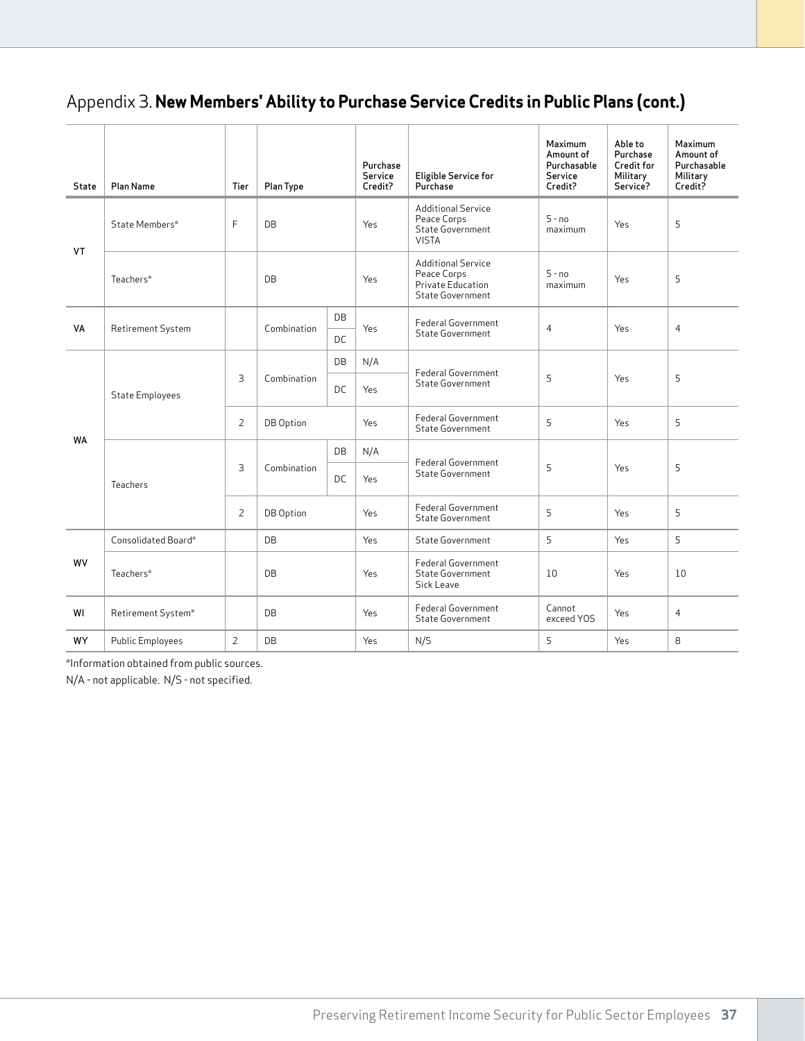## Appendix 3. **New Members' Ability to Purchase Service Credits in Public Plans (cont.)**

| State | Plan Name | Tier | Plan Type | | Purchase Service Credit? | Eligible Service for Purchase | Maximum Amount of Purchasable Service Credit? | Able to Purchase Credit for Military Service? | Maximum Amount of Purchasable Military Credit? |
|---|---|---|---|---|---|---|---|---|---|
| VT | State Members* | F | DB | | Yes | Additional Service<br>Peace Corps<br>State Government<br>VISTA | 5 - no maximum | Yes | 5 |
| | Teachers* | | DB | | Yes | Additional Service<br>Peace Corps<br>Private Education<br>State Government | 5 - no maximum | Yes | 5 |
| VA | Retirement System | | Combination | DB | Yes | Federal Government<br>State Government | 4 | Yes | 4 |
| | | | | DC | | | | | |
| WA | State Employees | 3 | Combination | DB | N/A | Federal Government<br>State Government | 5 | Yes | 5 |
| | | | | DC | Yes | | | | |
| | | 2 | DB Option | | Yes | Federal Government<br>State Government | 5 | Yes | 5 |
| | Teachers | 3 | Combination | DB | N/A | Federal Government<br>State Government | 5 | Yes | 5 |
| | | | | DC | Yes | | | | |
| | | 2 | DB Option | | Yes | Federal Government<br>State Government | 5 | Yes | 5 |
| WV | Consolidated Board* | | DB | | Yes | State Government | 5 | Yes | 5 |
| | Teachers* | | DB | | Yes | Federal Government<br>State Government<br>Sick Leave | 10 | Yes | 10 |
| WI | Retirement System* | | DB | | Yes | Federal Government<br>State Government | Cannot exceed YOS | Yes | 4 |
| WY | Public Employees | 2 | DB | | Yes | N/S | 5 | Yes | 8 |

*Information obtained from public sources.

N/A - not applicable. N/S - not specified.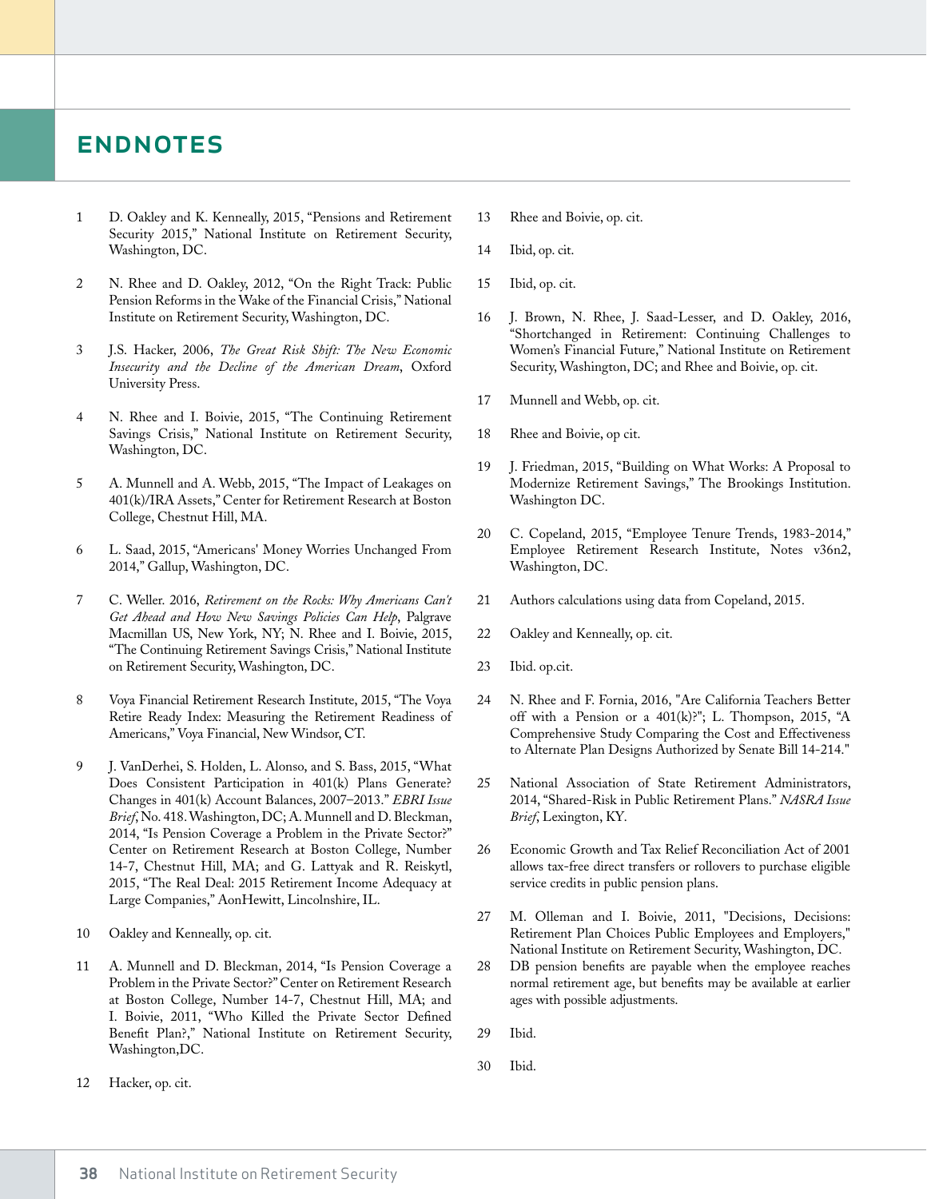# ENDNOTES

1 D. Oakley and K. Kenneally, 2015, "Pensions and Retirement Security 2015," National Institute on Retirement Security, Washington, DC.

2 N. Rhee and D. Oakley, 2012, "On the Right Track: Public Pension Reforms in the Wake of the Financial Crisis," National Institute on Retirement Security, Washington, DC.

3 J.S. Hacker, 2006, *The Great Risk Shift: The New Economic Insecurity and the Decline of the American Dream*, Oxford University Press.

4 N. Rhee and I. Boivie, 2015, "The Continuing Retirement Savings Crisis," National Institute on Retirement Security, Washington, DC.

5 A. Munnell and A. Webb, 2015, "The Impact of Leakages on 401(k)/IRA Assets," Center for Retirement Research at Boston College, Chestnut Hill, MA.

6 L. Saad, 2015, "Americans' Money Worries Unchanged From 2014," Gallup, Washington, DC.

7 C. Weller. 2016, *Retirement on the Rocks: Why Americans Can't Get Ahead and How New Savings Policies Can Help*, Palgrave Macmillan US, New York, NY; N. Rhee and I. Boivie, 2015, "The Continuing Retirement Savings Crisis," National Institute on Retirement Security, Washington, DC.

8 Voya Financial Retirement Research Institute, 2015, "The Voya Retire Ready Index: Measuring the Retirement Readiness of Americans," Voya Financial, New Windsor, CT.

9 J. VanDerhei, S. Holden, L. Alonso, and S. Bass, 2015, "What Does Consistent Participation in 401(k) Plans Generate? Changes in 401(k) Account Balances, 2007–2013." *EBRI Issue Brief*, No. 418. Washington, DC; A. Munnell and D. Bleckman, 2014, "Is Pension Coverage a Problem in the Private Sector?" Center on Retirement Research at Boston College, Number 14-7, Chestnut Hill, MA; and G. Lattyak and R. Reiskytl, 2015, "The Real Deal: 2015 Retirement Income Adequacy at Large Companies," AonHewitt, Lincolnshire, IL.

10 Oakley and Kenneally, op. cit.

11 A. Munnell and D. Bleckman, 2014, "Is Pension Coverage a Problem in the Private Sector?" Center on Retirement Research at Boston College, Number 14-7, Chestnut Hill, MA; and I. Boivie, 2011, "Who Killed the Private Sector Defined Benefit Plan?," National Institute on Retirement Security, Washington,DC.

12 Hacker, op. cit.

13 Rhee and Boivie, op. cit.

14 Ibid, op. cit.

15 Ibid, op. cit.

16 J. Brown, N. Rhee, J. Saad-Lesser, and D. Oakley, 2016, "Shortchanged in Retirement: Continuing Challenges to Women's Financial Future," National Institute on Retirement Security, Washington, DC; and Rhee and Boivie, op. cit.

17 Munnell and Webb, op. cit.

18 Rhee and Boivie, op cit.

19 J. Friedman, 2015, "Building on What Works: A Proposal to Modernize Retirement Savings," The Brookings Institution. Washington DC.

20 C. Copeland, 2015, "Employee Tenure Trends, 1983-2014," Employee Retirement Research Institute, Notes v36n2, Washington, DC.

21 Authors calculations using data from Copeland, 2015.

22 Oakley and Kenneally, op. cit.

23 Ibid. op.cit.

24 N. Rhee and F. Fornia, 2016, "Are California Teachers Better off with a Pension or a 401(k)?"; L. Thompson, 2015, "A Comprehensive Study Comparing the Cost and Effectiveness to Alternate Plan Designs Authorized by Senate Bill 14-214."

25 National Association of State Retirement Administrators, 2014, "Shared-Risk in Public Retirement Plans." *NASRA Issue Brief*, Lexington, KY.

26 Economic Growth and Tax Relief Reconciliation Act of 2001 allows tax-free direct transfers or rollovers to purchase eligible service credits in public pension plans.

27 M. Olleman and I. Boivie, 2011, "Decisions, Decisions: Retirement Plan Choices Public Employees and Employers," National Institute on Retirement Security, Washington, DC.

28 DB pension benefits are payable when the employee reaches normal retirement age, but benefits may be available at earlier ages with possible adjustments.

29 Ibid.

30 Ibid.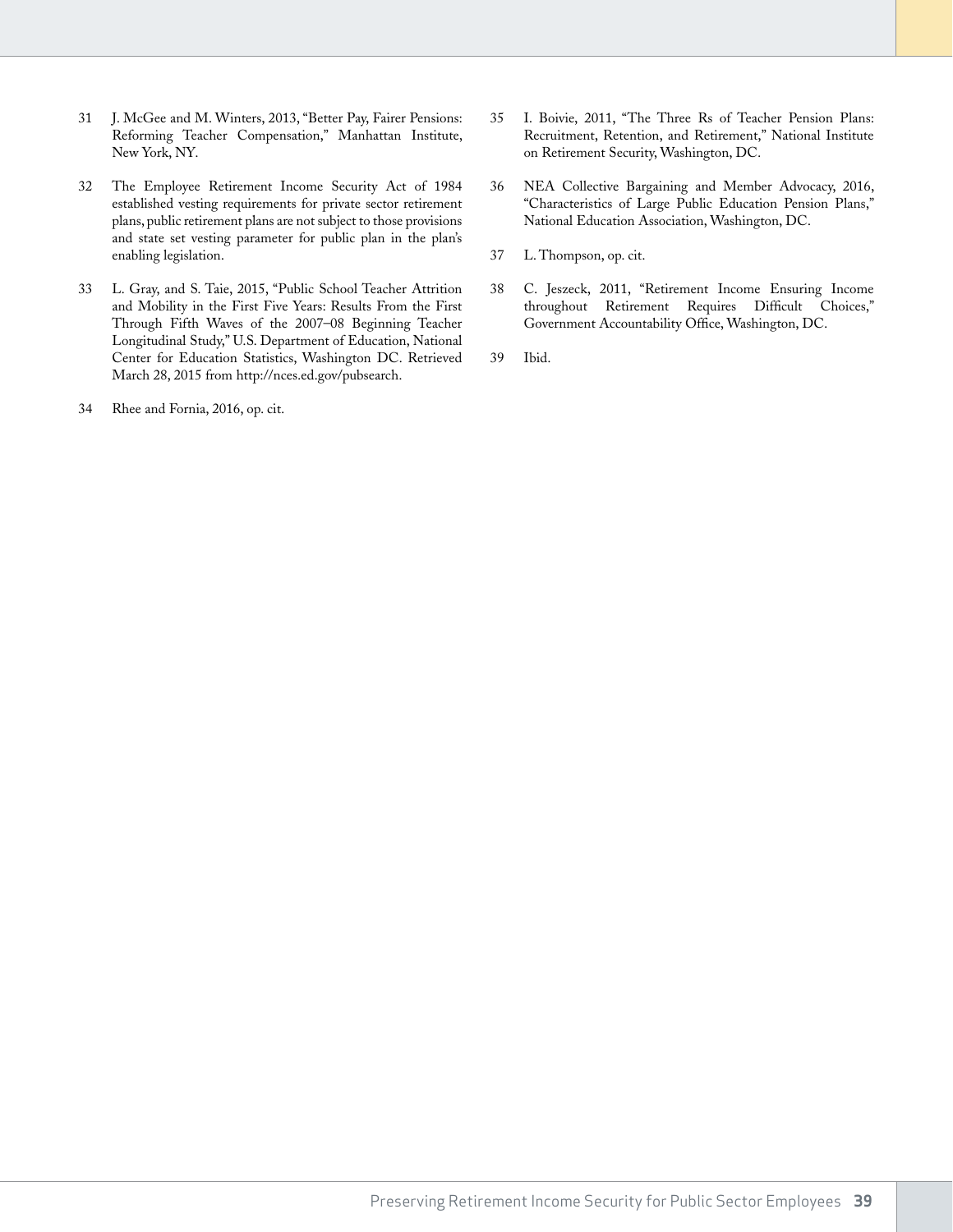31 J. McGee and M. Winters, 2013, "Better Pay, Fairer Pensions: Reforming Teacher Compensation," Manhattan Institute, New York, NY.

32 The Employee Retirement Income Security Act of 1984 established vesting requirements for private sector retirement plans, public retirement plans are not subject to those provisions and state set vesting parameter for public plan in the plan's enabling legislation.

33 L. Gray, and S. Taie, 2015, "Public School Teacher Attrition and Mobility in the First Five Years: Results From the First Through Fifth Waves of the 2007–08 Beginning Teacher Longitudinal Study," U.S. Department of Education, National Center for Education Statistics, Washington DC. Retrieved March 28, 2015 from http://nces.ed.gov/pubsearch.

34 Rhee and Fornia, 2016, op. cit.

35 I. Boivie, 2011, "The Three Rs of Teacher Pension Plans: Recruitment, Retention, and Retirement," National Institute on Retirement Security, Washington, DC.

36 NEA Collective Bargaining and Member Advocacy, 2016, "Characteristics of Large Public Education Pension Plans," National Education Association, Washington, DC.

37 L. Thompson, op. cit.

38 C. Jeszeck, 2011, "Retirement Income Ensuring Income throughout Retirement Requires Difficult Choices," Government Accountability Office, Washington, DC.

39 Ibid.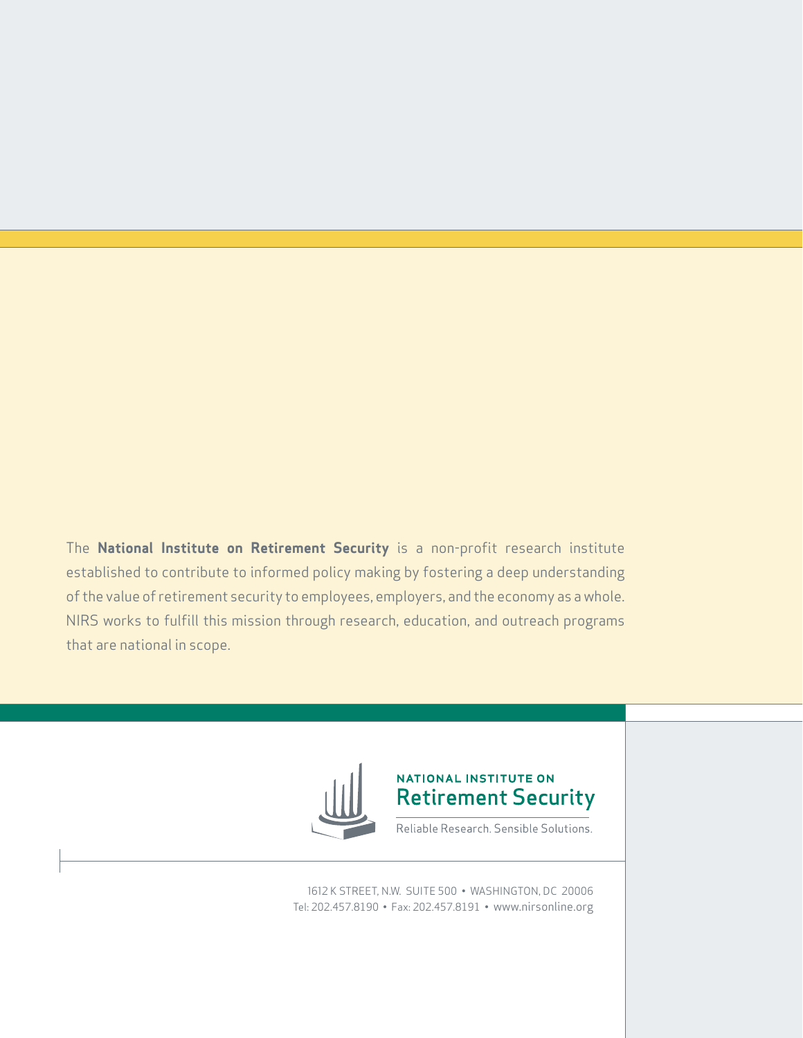The **National Institute on Retirement Security** is a non-profit research institute established to contribute to informed policy making by fostering a deep understanding of the value of retirement security to employees, employers, and the economy as a whole. NIRS works to fulfill this mission through research, education, and outreach programs that are national in scope.

NATIONAL INSTITUTE ON
Retirement Security

Reliable Research. Sensible Solutions.

1612 K STREET, N.W. SUITE 500 • WASHINGTON, DC 20006
Tel: 202.457.8190 • Fax: 202.457.8191 • www.nirsonline.org